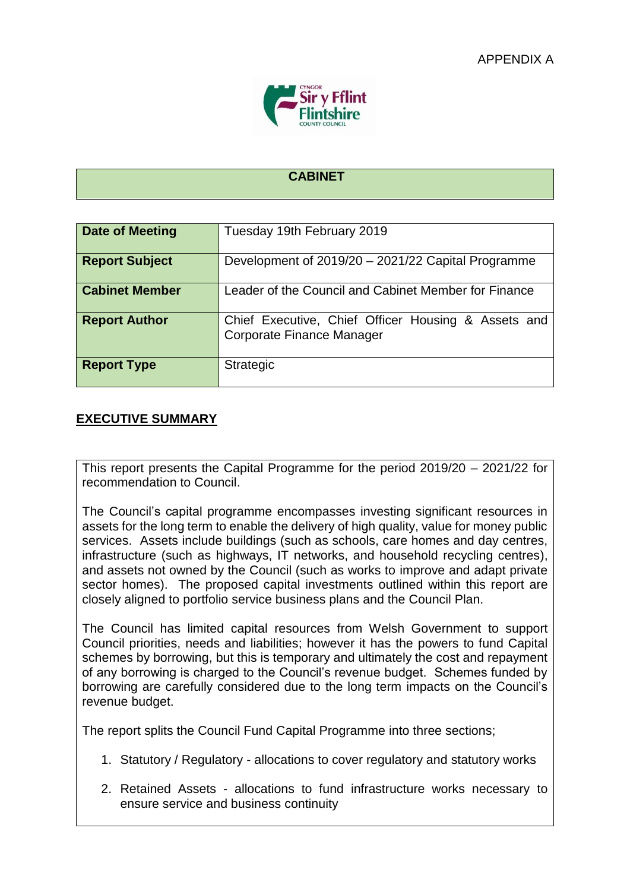APPENDIX A

## CABINET

| Date of Meeting | Tuesday 19th February 2019 |
|---|---|
| Report Subject | Development of 2019/20 – 2021/22 Capital Programme |
| Cabinet Member | Leader of the Council and Cabinet Member for Finance |
| Report Author | Chief Executive, Chief Officer Housing & Assets and Corporate Finance Manager |
| Report Type | Strategic |

## EXECUTIVE SUMMARY

This report presents the Capital Programme for the period 2019/20 – 2021/22 for recommendation to Council.

The Council's capital programme encompasses investing significant resources in assets for the long term to enable the delivery of high quality, value for money public services. Assets include buildings (such as schools, care homes and day centres, infrastructure (such as highways, IT networks, and household recycling centres), and assets not owned by the Council (such as works to improve and adapt private sector homes). The proposed capital investments outlined within this report are closely aligned to portfolio service business plans and the Council Plan.

The Council has limited capital resources from Welsh Government to support Council priorities, needs and liabilities; however it has the powers to fund Capital schemes by borrowing, but this is temporary and ultimately the cost and repayment of any borrowing is charged to the Council's revenue budget. Schemes funded by borrowing are carefully considered due to the long term impacts on the Council's revenue budget.

The report splits the Council Fund Capital Programme into three sections;

1. Statutory / Regulatory - allocations to cover regulatory and statutory works
2. Retained Assets - allocations to fund infrastructure works necessary to ensure service and business continuity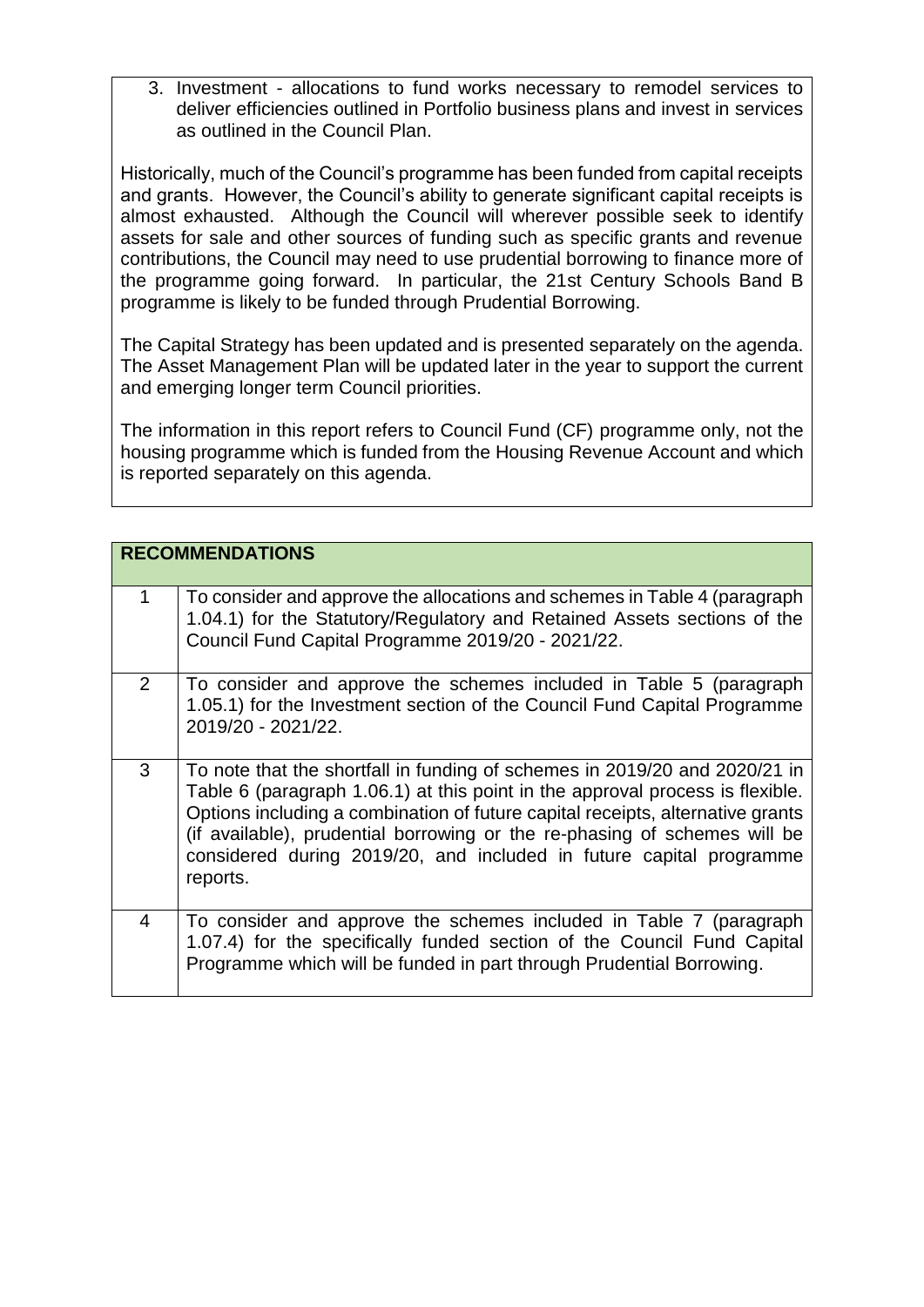3. Investment - allocations to fund works necessary to remodel services to deliver efficiencies outlined in Portfolio business plans and invest in services as outlined in the Council Plan.

Historically, much of the Council's programme has been funded from capital receipts and grants. However, the Council's ability to generate significant capital receipts is almost exhausted. Although the Council will wherever possible seek to identify assets for sale and other sources of funding such as specific grants and revenue contributions, the Council may need to use prudential borrowing to finance more of the programme going forward. In particular, the 21st Century Schools Band B programme is likely to be funded through Prudential Borrowing.

The Capital Strategy has been updated and is presented separately on the agenda. The Asset Management Plan will be updated later in the year to support the current and emerging longer term Council priorities.

The information in this report refers to Council Fund (CF) programme only, not the housing programme which is funded from the Housing Revenue Account and which is reported separately on this agenda.

| **RECOMMENDATIONS** | |
|---|---|
| 1 | To consider and approve the allocations and schemes in Table 4 (paragraph 1.04.1) for the Statutory/Regulatory and Retained Assets sections of the Council Fund Capital Programme 2019/20 - 2021/22. |
| 2 | To consider and approve the schemes included in Table 5 (paragraph 1.05.1) for the Investment section of the Council Fund Capital Programme 2019/20 - 2021/22. |
| 3 | To note that the shortfall in funding of schemes in 2019/20 and 2020/21 in Table 6 (paragraph 1.06.1) at this point in the approval process is flexible. Options including a combination of future capital receipts, alternative grants (if available), prudential borrowing or the re-phasing of schemes will be considered during 2019/20, and included in future capital programme reports. |
| 4 | To consider and approve the schemes included in Table 7 (paragraph 1.07.4) for the specifically funded section of the Council Fund Capital Programme which will be funded in part through Prudential Borrowing. |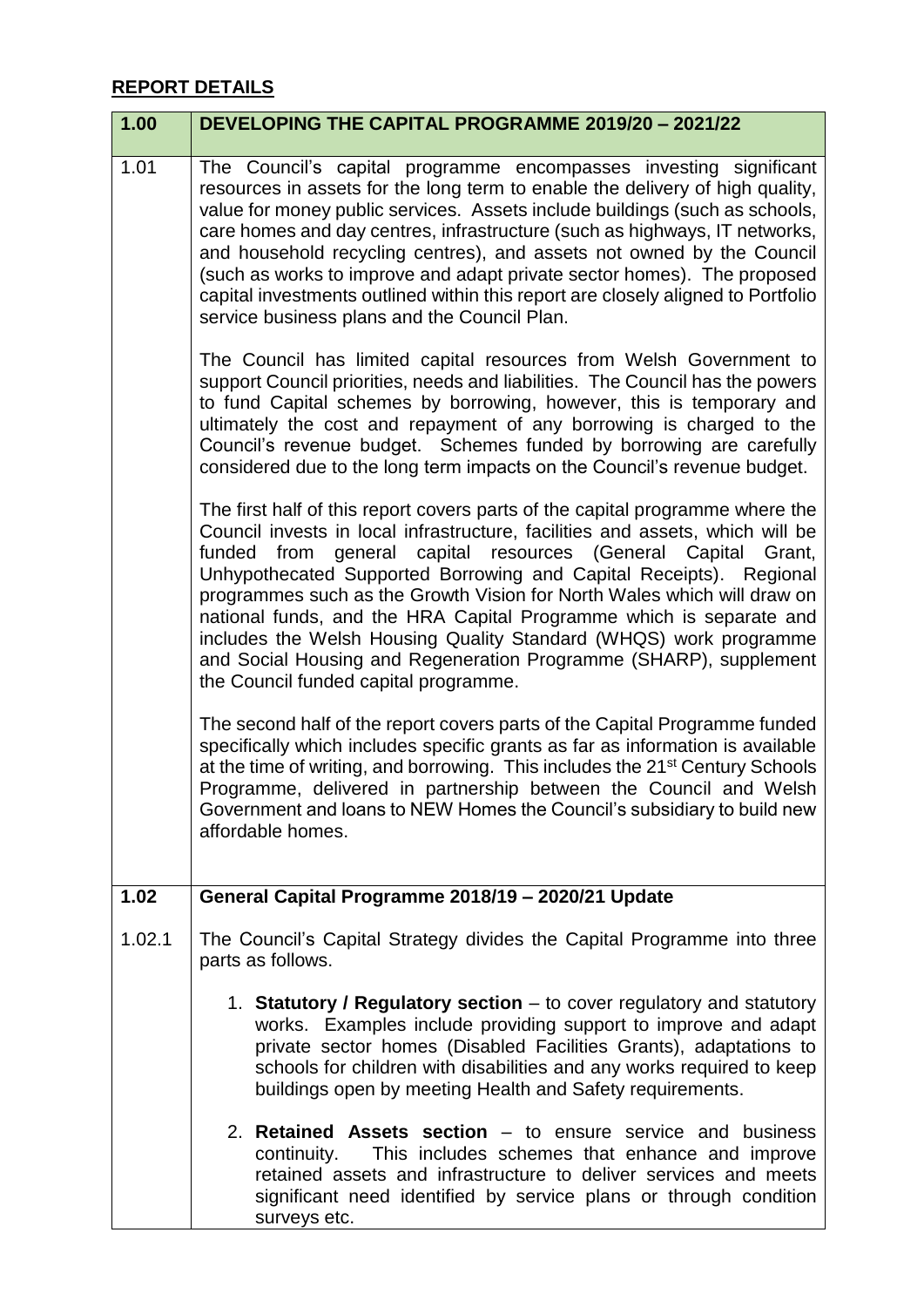## REPORT DETAILS

| 1.00 | DEVELOPING THE CAPITAL PROGRAMME 2019/20 – 2021/22 |
|---|---|
| 1.01 | The Council's capital programme encompasses investing significant resources in assets for the long term to enable the delivery of high quality, value for money public services. Assets include buildings (such as schools, care homes and day centres, infrastructure (such as highways, IT networks, and household recycling centres), and assets not owned by the Council (such as works to improve and adapt private sector homes). The proposed capital investments outlined within this report are closely aligned to Portfolio service business plans and the Council Plan.<br><br>The Council has limited capital resources from Welsh Government to support Council priorities, needs and liabilities. The Council has the powers to fund Capital schemes by borrowing, however, this is temporary and ultimately the cost and repayment of any borrowing is charged to the Council's revenue budget. Schemes funded by borrowing are carefully considered due to the long term impacts on the Council's revenue budget.<br><br>The first half of this report covers parts of the capital programme where the Council invests in local infrastructure, facilities and assets, which will be funded from general capital resources (General Capital Grant, Unhypothecated Supported Borrowing and Capital Receipts). Regional programmes such as the Growth Vision for North Wales which will draw on national funds, and the HRA Capital Programme which is separate and includes the Welsh Housing Quality Standard (WHQS) work programme and Social Housing and Regeneration Programme (SHARP), supplement the Council funded capital programme.<br><br>The second half of the report covers parts of the Capital Programme funded specifically which includes specific grants as far as information is available at the time of writing, and borrowing. This includes the 21st Century Schools Programme, delivered in partnership between the Council and Welsh Government and loans to NEW Homes the Council's subsidiary to build new affordable homes. |
| **1.02** | **General Capital Programme 2018/19 – 2020/21 Update** |
| 1.02.1 | The Council's Capital Strategy divides the Capital Programme into three parts as follows.<br><br>1. **Statutory / Regulatory section** – to cover regulatory and statutory works. Examples include providing support to improve and adapt private sector homes (Disabled Facilities Grants), adaptations to schools for children with disabilities and any works required to keep buildings open by meeting Health and Safety requirements.<br><br>2. **Retained Assets section** – to ensure service and business continuity. This includes schemes that enhance and improve retained assets and infrastructure to deliver services and meets significant need identified by service plans or through condition surveys etc. |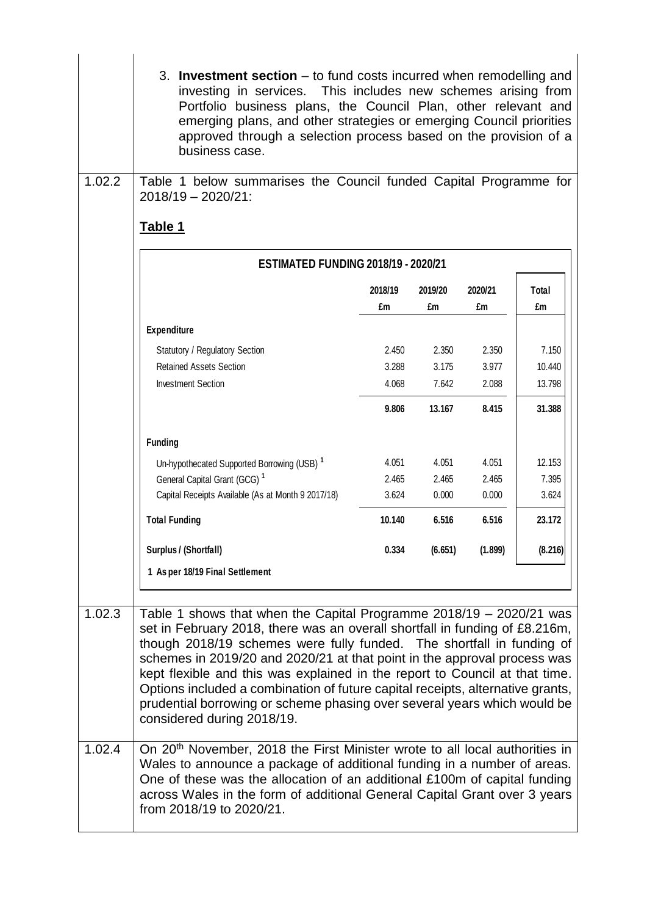3. **Investment section** – to fund costs incurred when remodelling and investing in services. This includes new schemes arising from Portfolio business plans, the Council Plan, other relevant and emerging plans, and other strategies or emerging Council priorities approved through a selection process based on the provision of a business case.

1.02.2 Table 1 below summarises the Council funded Capital Programme for 2018/19 – 2020/21:

**Table 1**

| ESTIMATED FUNDING 2018/19 - 2020/21 | | | | |
|---|---|---|---|---|
| | **2018/19** | **2019/20** | **2020/21** | **Total** |
| | **£m** | **£m** | **£m** | **£m** |
| **Expenditure** | | | | |
| Statutory / Regulatory Section | 2.450 | 2.350 | 2.350 | 7.150 |
| Retained Assets Section | 3.288 | 3.175 | 3.977 | 10.440 |
| Investment Section | 4.068 | 7.642 | 2.088 | 13.798 |
| | **9.806** | **13.167** | **8.415** | **31.388** |
| **Funding** | | | | |
| Un-hypothecated Supported Borrowing (USB) [1] | 4.051 | 4.051 | 4.051 | 12.153 |
| General Capital Grant (GCG) [1] | 2.465 | 2.465 | 2.465 | 7.395 |
| Capital Receipts Available (As at Month 9 2017/18) | 3.624 | 0.000 | 0.000 | 3.624 |
| **Total Funding** | **10.140** | **6.516** | **6.516** | **23.172** |
| **Surplus / (Shortfall)** | **0.334** | **(6.651)** | **(1.899)** | **(8.216)** |

**1 As per 18/19 Final Settlement**

1.02.3 Table 1 shows that when the Capital Programme 2018/19 – 2020/21 was set in February 2018, there was an overall shortfall in funding of £8.216m, though 2018/19 schemes were fully funded. The shortfall in funding of schemes in 2019/20 and 2020/21 at that point in the approval process was kept flexible and this was explained in the report to Council at that time. Options included a combination of future capital receipts, alternative grants, prudential borrowing or scheme phasing over several years which would be considered during 2018/19.

1.02.4 On 20th November, 2018 the First Minister wrote to all local authorities in Wales to announce a package of additional funding in a number of areas. One of these was the allocation of an additional £100m of capital funding across Wales in the form of additional General Capital Grant over 3 years from 2018/19 to 2020/21.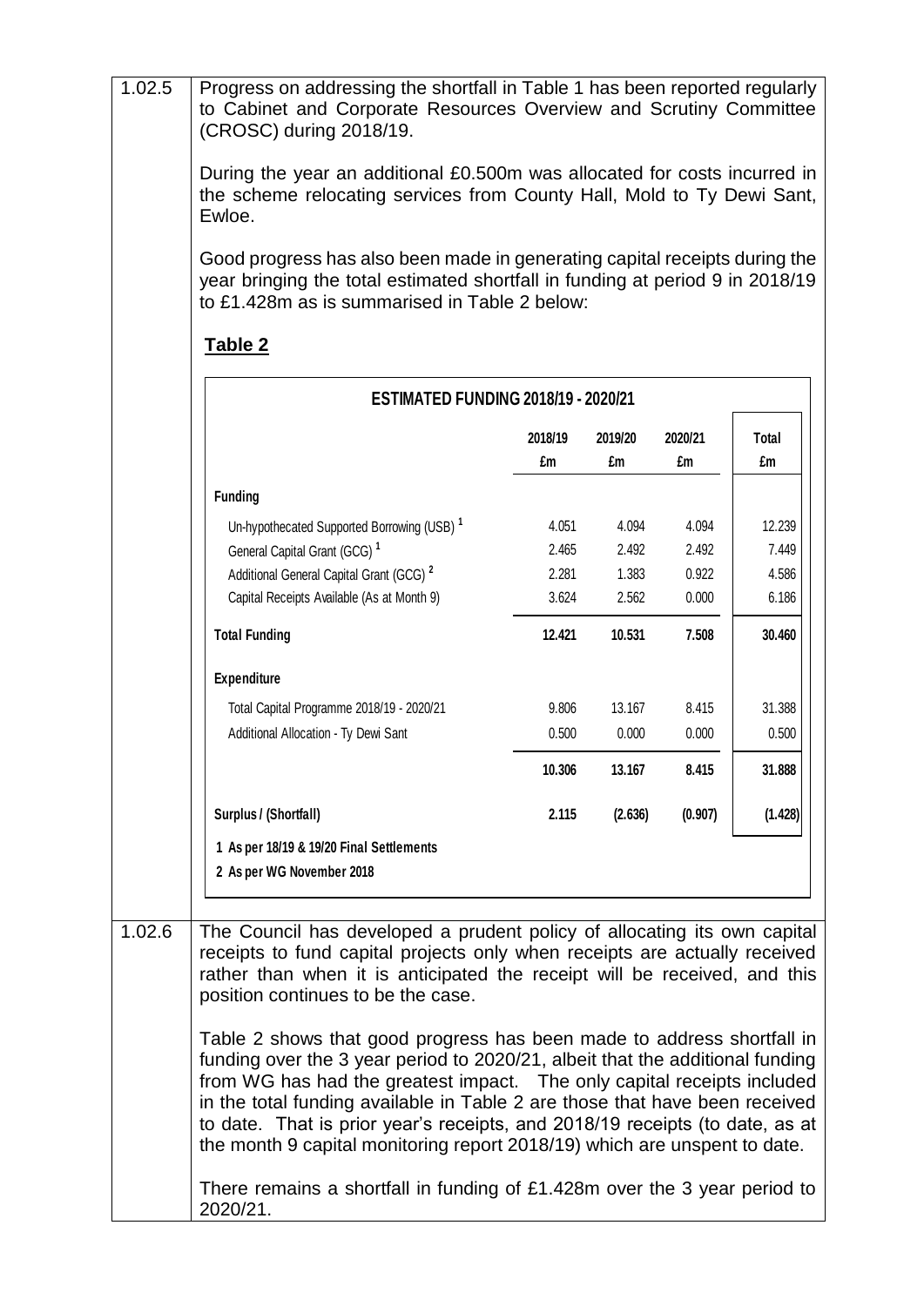1.02.5 Progress on addressing the shortfall in Table 1 has been reported regularly to Cabinet and Corporate Resources Overview and Scrutiny Committee (CROSC) during 2018/19.

During the year an additional £0.500m was allocated for costs incurred in the scheme relocating services from County Hall, Mold to Ty Dewi Sant, Ewloe.

Good progress has also been made in generating capital receipts during the year bringing the total estimated shortfall in funding at period 9 in 2018/19 to £1.428m as is summarised in Table 2 below:

**Table 2**

**ESTIMATED FUNDING 2018/19 - 2020/21**

| | 2018/19 £m | 2019/20 £m | 2020/21 £m | Total £m |
|---|---|---|---|---|
| **Funding** | | | | |
| Un-hypothecated Supported Borrowing (USB) [1] | 4.051 | 4.094 | 4.094 | 12.239 |
| General Capital Grant (GCG) [1] | 2.465 | 2.492 | 2.492 | 7.449 |
| Additional General Capital Grant (GCG) [2] | 2.281 | 1.383 | 0.922 | 4.586 |
| Capital Receipts Available (As at Month 9) | 3.624 | 2.562 | 0.000 | 6.186 |
| **Total Funding** | **12.421** | **10.531** | **7.508** | **30.460** |
| **Expenditure** | | | | |
| Total Capital Programme 2018/19 - 2020/21 | 9.806 | 13.167 | 8.415 | 31.388 |
| Additional Allocation - Ty Dewi Sant | 0.500 | 0.000 | 0.000 | 0.500 |
| | **10.306** | **13.167** | **8.415** | **31.888** |
| **Surplus / (Shortfall)** | **2.115** | **(2.636)** | **(0.907)** | **(1.428)** |

**1 As per 18/19 & 19/20 Final Settlements**
**2 As per WG November 2018**

1.02.6 The Council has developed a prudent policy of allocating its own capital receipts to fund capital projects only when receipts are actually received rather than when it is anticipated the receipt will be received, and this position continues to be the case.

Table 2 shows that good progress has been made to address shortfall in funding over the 3 year period to 2020/21, albeit that the additional funding from WG has had the greatest impact. The only capital receipts included in the total funding available in Table 2 are those that have been received to date. That is prior year's receipts, and 2018/19 receipts (to date, as at the month 9 capital monitoring report 2018/19) which are unspent to date.

There remains a shortfall in funding of £1.428m over the 3 year period to 2020/21.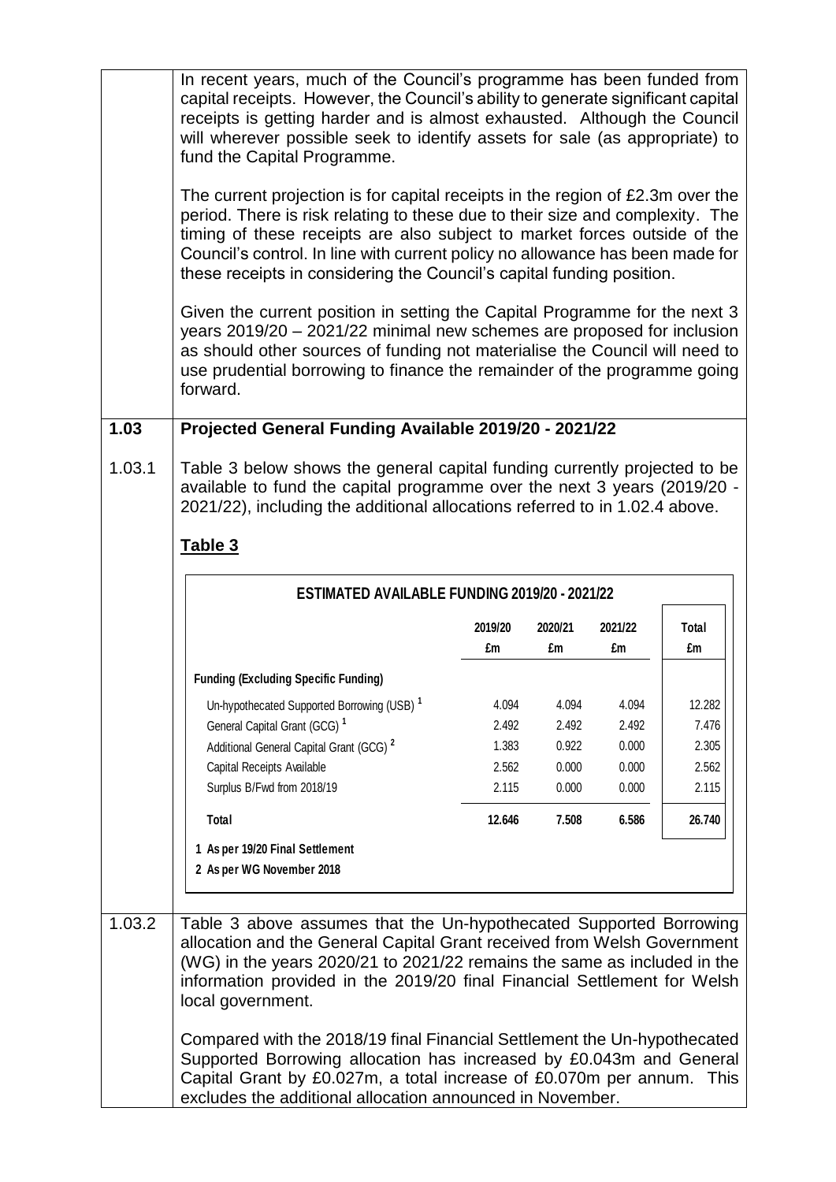In recent years, much of the Council's programme has been funded from capital receipts. However, the Council's ability to generate significant capital receipts is getting harder and is almost exhausted. Although the Council will wherever possible seek to identify assets for sale (as appropriate) to fund the Capital Programme.

The current projection is for capital receipts in the region of £2.3m over the period. There is risk relating to these due to their size and complexity. The timing of these receipts are also subject to market forces outside of the Council's control. In line with current policy no allowance has been made for these receipts in considering the Council's capital funding position.

Given the current position in setting the Capital Programme for the next 3 years 2019/20 – 2021/22 minimal new schemes are proposed for inclusion as should other sources of funding not materialise the Council will need to use prudential borrowing to finance the remainder of the programme going forward.

## 1.03 Projected General Funding Available 2019/20 - 2021/22

1.03.1 Table 3 below shows the general capital funding currently projected to be available to fund the capital programme over the next 3 years (2019/20 - 2021/22), including the additional allocations referred to in 1.02.4 above.

**Table 3**

**ESTIMATED AVAILABLE FUNDING 2019/20 - 2021/22**

| | 2019/20 £m | 2020/21 £m | 2021/22 £m | Total £m |
|---|---|---|---|---|
| **Funding (Excluding Specific Funding)** | | | | |
| Un-hypothecated Supported Borrowing (USB) [1] | 4.094 | 4.094 | 4.094 | 12.282 |
| General Capital Grant (GCG) [1] | 2.492 | 2.492 | 2.492 | 7.476 |
| Additional General Capital Grant (GCG) [2] | 1.383 | 0.922 | 0.000 | 2.305 |
| Capital Receipts Available | 2.562 | 0.000 | 0.000 | 2.562 |
| Surplus B/Fwd from 2018/19 | 2.115 | 0.000 | 0.000 | 2.115 |
| **Total** | **12.646** | **7.508** | **6.586** | **26.740** |

1 As per 19/20 Final Settlement
2 As per WG November 2018

1.03.2 Table 3 above assumes that the Un-hypothecated Supported Borrowing allocation and the General Capital Grant received from Welsh Government (WG) in the years 2020/21 to 2021/22 remains the same as included in the information provided in the 2019/20 final Financial Settlement for Welsh local government.

Compared with the 2018/19 final Financial Settlement the Un-hypothecated Supported Borrowing allocation has increased by £0.043m and General Capital Grant by £0.027m, a total increase of £0.070m per annum. This excludes the additional allocation announced in November.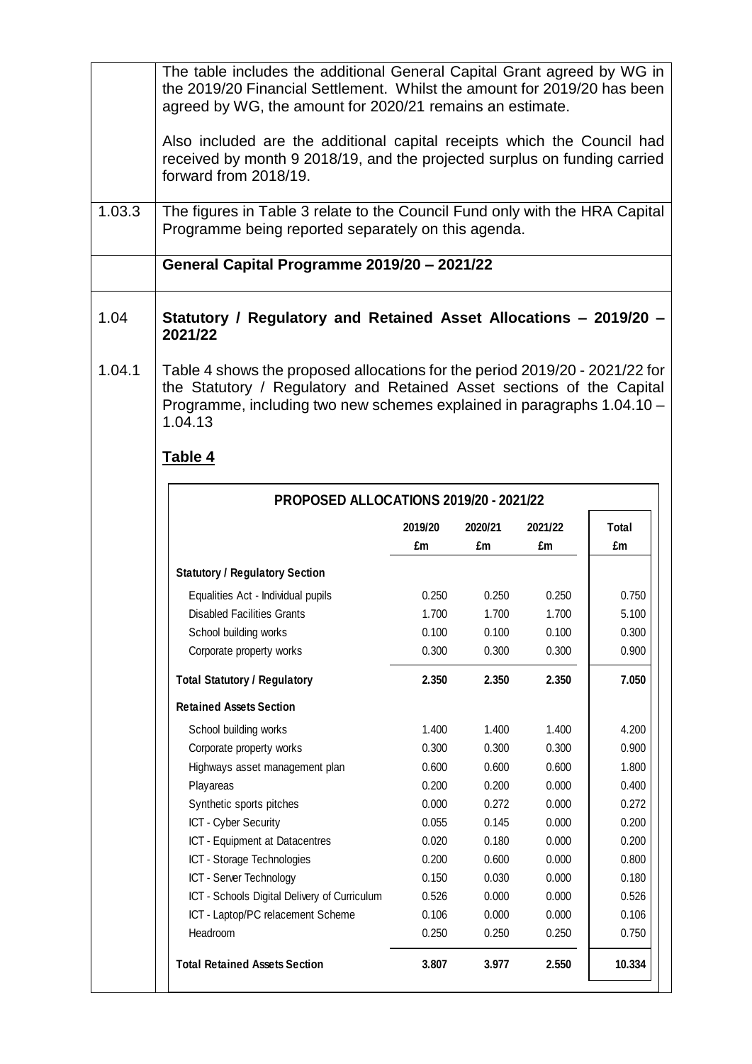The table includes the additional General Capital Grant agreed by WG in the 2019/20 Financial Settlement. Whilst the amount for 2019/20 has been agreed by WG, the amount for 2020/21 remains an estimate.

Also included are the additional capital receipts which the Council had received by month 9 2018/19, and the projected surplus on funding carried forward from 2018/19.

1.03.3 The figures in Table 3 relate to the Council Fund only with the HRA Capital Programme being reported separately on this agenda.

## General Capital Programme 2019/20 – 2021/22

## 1.04 Statutory / Regulatory and Retained Asset Allocations – 2019/20 – 2021/22

1.04.1 Table 4 shows the proposed allocations for the period 2019/20 - 2021/22 for the Statutory / Regulatory and Retained Asset sections of the Capital Programme, including two new schemes explained in paragraphs 1.04.10 – 1.04.13

**Table 4**

| PROPOSED ALLOCATIONS 2019/20 - 2021/22 | 2019/20 £m | 2020/21 £m | 2021/22 £m | Total £m |
|---|---|---|---|---|
| **Statutory / Regulatory Section** | | | | |
| Equalities Act - Individual pupils | 0.250 | 0.250 | 0.250 | 0.750 |
| Disabled Facilities Grants | 1.700 | 1.700 | 1.700 | 5.100 |
| School building works | 0.100 | 0.100 | 0.100 | 0.300 |
| Corporate property works | 0.300 | 0.300 | 0.300 | 0.900 |
| **Total Statutory / Regulatory** | **2.350** | **2.350** | **2.350** | **7.050** |
| **Retained Assets Section** | | | | |
| School building works | 1.400 | 1.400 | 1.400 | 4.200 |
| Corporate property works | 0.300 | 0.300 | 0.300 | 0.900 |
| Highways asset management plan | 0.600 | 0.600 | 0.600 | 1.800 |
| Playareas | 0.200 | 0.200 | 0.000 | 0.400 |
| Synthetic sports pitches | 0.000 | 0.272 | 0.000 | 0.272 |
| ICT - Cyber Security | 0.055 | 0.145 | 0.000 | 0.200 |
| ICT - Equipment at Datacentres | 0.020 | 0.180 | 0.000 | 0.200 |
| ICT - Storage Technologies | 0.200 | 0.600 | 0.000 | 0.800 |
| ICT - Server Technology | 0.150 | 0.030 | 0.000 | 0.180 |
| ICT - Schools Digital Delivery of Curriculum | 0.526 | 0.000 | 0.000 | 0.526 |
| ICT - Laptop/PC relacement Scheme | 0.106 | 0.000 | 0.000 | 0.106 |
| Headroom | 0.250 | 0.250 | 0.250 | 0.750 |
| **Total Retained Assets Section** | **3.807** | **3.977** | **2.550** | **10.334** |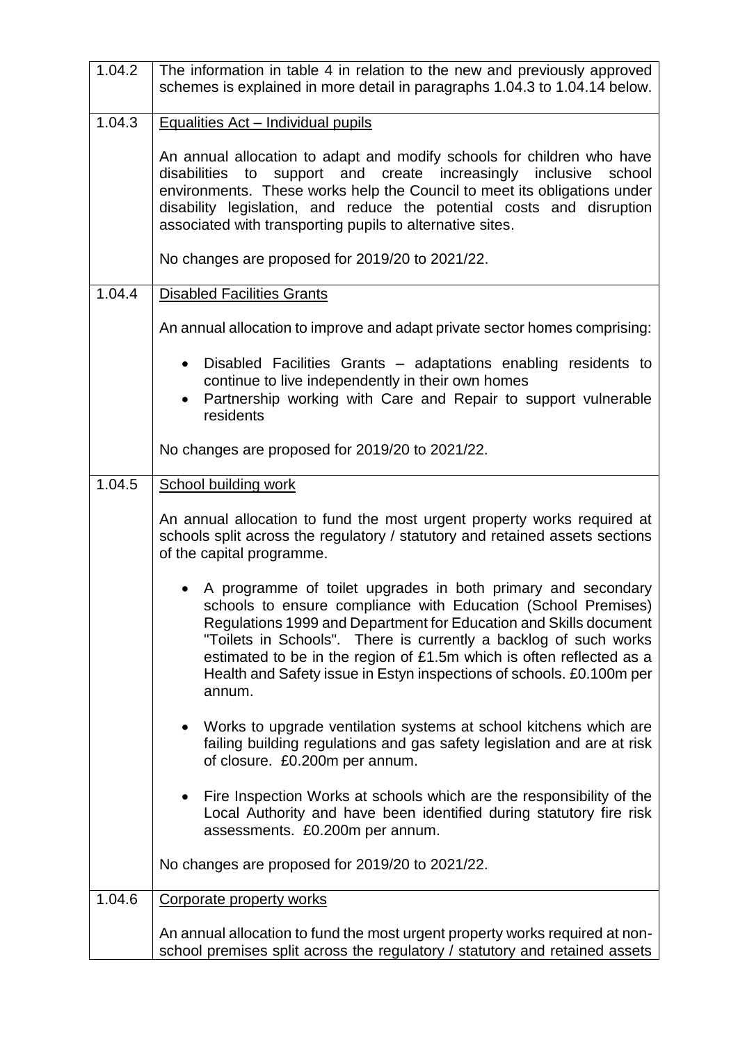| | |
|---|---|
| 1.04.2 | The information in table 4 in relation to the new and previously approved schemes is explained in more detail in paragraphs 1.04.3 to 1.04.14 below. |
| 1.04.3 | <u>Equalities Act – Individual pupils</u><br><br>An annual allocation to adapt and modify schools for children who have disabilities to support and create increasingly inclusive school environments. These works help the Council to meet its obligations under disability legislation, and reduce the potential costs and disruption associated with transporting pupils to alternative sites.<br><br>No changes are proposed for 2019/20 to 2021/22. |
| 1.04.4 | <u>Disabled Facilities Grants</u><br><br>An annual allocation to improve and adapt private sector homes comprising:<br><br>• Disabled Facilities Grants – adaptations enabling residents to continue to live independently in their own homes<br>• Partnership working with Care and Repair to support vulnerable residents<br><br>No changes are proposed for 2019/20 to 2021/22. |
| 1.04.5 | <u>School building work</u><br><br>An annual allocation to fund the most urgent property works required at schools split across the regulatory / statutory and retained assets sections of the capital programme.<br><br>• A programme of toilet upgrades in both primary and secondary schools to ensure compliance with Education (School Premises) Regulations 1999 and Department for Education and Skills document "Toilets in Schools". There is currently a backlog of such works estimated to be in the region of £1.5m which is often reflected as a Health and Safety issue in Estyn inspections of schools. £0.100m per annum.<br><br>• Works to upgrade ventilation systems at school kitchens which are failing building regulations and gas safety legislation and are at risk of closure. £0.200m per annum.<br><br>• Fire Inspection Works at schools which are the responsibility of the Local Authority and have been identified during statutory fire risk assessments. £0.200m per annum.<br><br>No changes are proposed for 2019/20 to 2021/22. |
| 1.04.6 | <u>Corporate property works</u><br><br>An annual allocation to fund the most urgent property works required at non-school premises split across the regulatory / statutory and retained assets |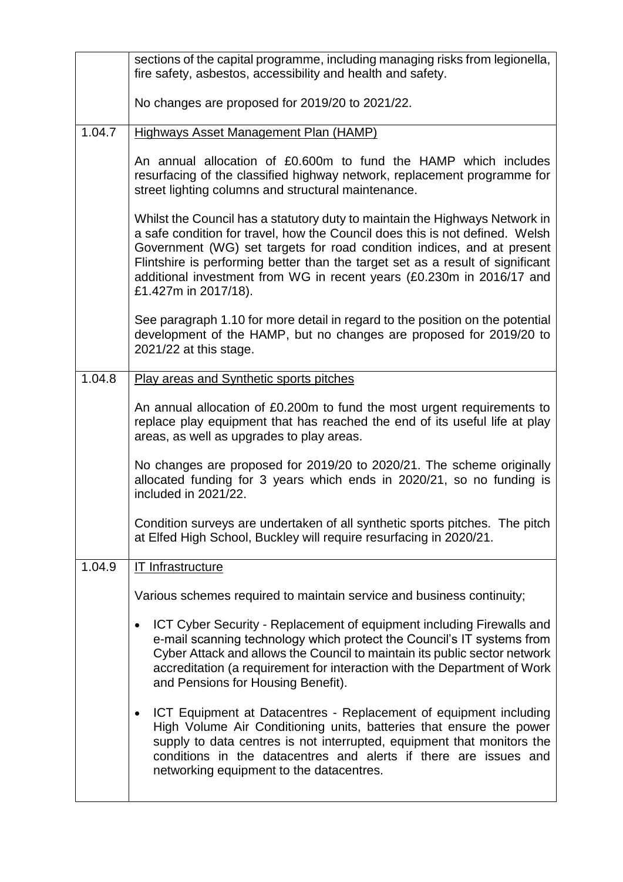| | |
|---|---|
| | sections of the capital programme, including managing risks from legionella, fire safety, asbestos, accessibility and health and safety.<br><br>No changes are proposed for 2019/20 to 2021/22. |
| 1.04.7 | <u>Highways Asset Management Plan (HAMP)</u><br><br>An annual allocation of £0.600m to fund the HAMP which includes resurfacing of the classified highway network, replacement programme for street lighting columns and structural maintenance.<br><br>Whilst the Council has a statutory duty to maintain the Highways Network in a safe condition for travel, how the Council does this is not defined. Welsh Government (WG) set targets for road condition indices, and at present Flintshire is performing better than the target set as a result of significant additional investment from WG in recent years (£0.230m in 2016/17 and £1.427m in 2017/18).<br><br>See paragraph 1.10 for more detail in regard to the position on the potential development of the HAMP, but no changes are proposed for 2019/20 to 2021/22 at this stage. |
| 1.04.8 | <u>Play areas and Synthetic sports pitches</u><br><br>An annual allocation of £0.200m to fund the most urgent requirements to replace play equipment that has reached the end of its useful life at play areas, as well as upgrades to play areas.<br><br>No changes are proposed for 2019/20 to 2020/21. The scheme originally allocated funding for 3 years which ends in 2020/21, so no funding is included in 2021/22.<br><br>Condition surveys are undertaken of all synthetic sports pitches. The pitch at Elfed High School, Buckley will require resurfacing in 2020/21. |
| 1.04.9 | <u>IT Infrastructure</u><br><br>Various schemes required to maintain service and business continuity;<br><br>• ICT Cyber Security - Replacement of equipment including Firewalls and e-mail scanning technology which protect the Council's IT systems from Cyber Attack and allows the Council to maintain its public sector network accreditation (a requirement for interaction with the Department of Work and Pensions for Housing Benefit).<br><br>• ICT Equipment at Datacentres - Replacement of equipment including High Volume Air Conditioning units, batteries that ensure the power supply to data centres is not interrupted, equipment that monitors the conditions in the datacentres and alerts if there are issues and networking equipment to the datacentres. |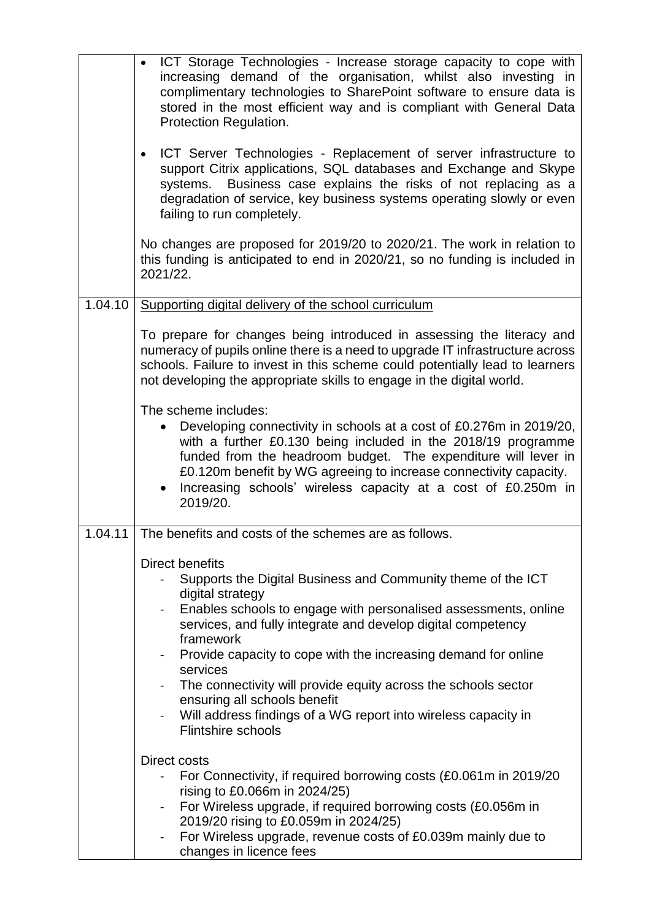|  |  |
|---|---|
|  | • ICT Storage Technologies - Increase storage capacity to cope with increasing demand of the organisation, whilst also investing in complimentary technologies to SharePoint software to ensure data is stored in the most efficient way and is compliant with General Data Protection Regulation.<br><br>• ICT Server Technologies - Replacement of server infrastructure to support Citrix applications, SQL databases and Exchange and Skype systems. Business case explains the risks of not replacing as a degradation of service, key business systems operating slowly or even failing to run completely.<br><br>No changes are proposed for 2019/20 to 2020/21. The work in relation to this funding is anticipated to end in 2020/21, so no funding is included in 2021/22. |
| 1.04.10 | <u>Supporting digital delivery of the school curriculum</u><br><br>To prepare for changes being introduced in assessing the literacy and numeracy of pupils online there is a need to upgrade IT infrastructure across schools. Failure to invest in this scheme could potentially lead to learners not developing the appropriate skills to engage in the digital world.<br><br>The scheme includes:<br>• Developing connectivity in schools at a cost of £0.276m in 2019/20, with a further £0.130 being included in the 2018/19 programme funded from the headroom budget. The expenditure will lever in £0.120m benefit by WG agreeing to increase connectivity capacity.<br>• Increasing schools' wireless capacity at a cost of £0.250m in 2019/20. |
| 1.04.11 | The benefits and costs of the schemes are as follows.<br><br>Direct benefits<br>- Supports the Digital Business and Community theme of the ICT digital strategy<br>- Enables schools to engage with personalised assessments, online services, and fully integrate and develop digital competency framework<br>- Provide capacity to cope with the increasing demand for online services<br>- The connectivity will provide equity across the schools sector ensuring all schools benefit<br>- Will address findings of a WG report into wireless capacity in Flintshire schools<br><br>Direct costs<br>- For Connectivity, if required borrowing costs (£0.061m in 2019/20 rising to £0.066m in 2024/25)<br>- For Wireless upgrade, if required borrowing costs (£0.056m in 2019/20 rising to £0.059m in 2024/25)<br>- For Wireless upgrade, revenue costs of £0.039m mainly due to changes in licence fees |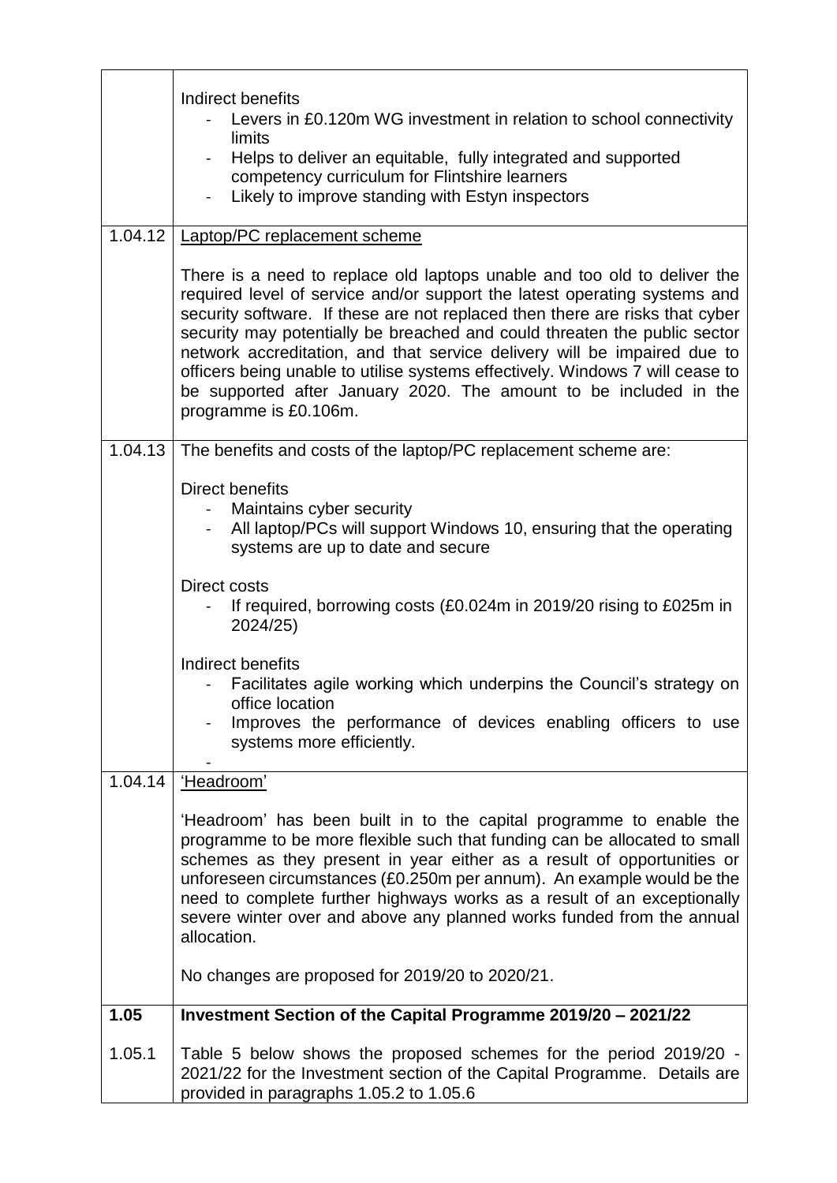| | |
|---|---|
| | Indirect benefits<br>- Levers in £0.120m WG investment in relation to school connectivity limits<br>- Helps to deliver an equitable, fully integrated and supported competency curriculum for Flintshire learners<br>- Likely to improve standing with Estyn inspectors |
| 1.04.12 | <u>Laptop/PC replacement scheme</u><br><br>There is a need to replace old laptops unable and too old to deliver the required level of service and/or support the latest operating systems and security software. If these are not replaced then there are risks that cyber security may potentially be breached and could threaten the public sector network accreditation, and that service delivery will be impaired due to officers being unable to utilise systems effectively. Windows 7 will cease to be supported after January 2020. The amount to be included in the programme is £0.106m. |
| 1.04.13 | The benefits and costs of the laptop/PC replacement scheme are:<br><br>Direct benefits<br>- Maintains cyber security<br>- All laptop/PCs will support Windows 10, ensuring that the operating systems are up to date and secure<br><br>Direct costs<br>- If required, borrowing costs (£0.024m in 2019/20 rising to £025m in 2024/25)<br><br>Indirect benefits<br>- Facilitates agile working which underpins the Council's strategy on office location<br>- Improves the performance of devices enabling officers to use systems more efficiently.<br>- |
| 1.04.14 | <u>'Headroom'</u><br><br>'Headroom' has been built in to the capital programme to enable the programme to be more flexible such that funding can be allocated to small schemes as they present in year either as a result of opportunities or unforeseen circumstances (£0.250m per annum). An example would be the need to complete further highways works as a result of an exceptionally severe winter over and above any planned works funded from the annual allocation.<br><br>No changes are proposed for 2019/20 to 2020/21. |
| **1.05** | **Investment Section of the Capital Programme 2019/20 – 2021/22** |
| 1.05.1 | Table 5 below shows the proposed schemes for the period 2019/20 - 2021/22 for the Investment section of the Capital Programme. Details are provided in paragraphs 1.05.2 to 1.05.6 |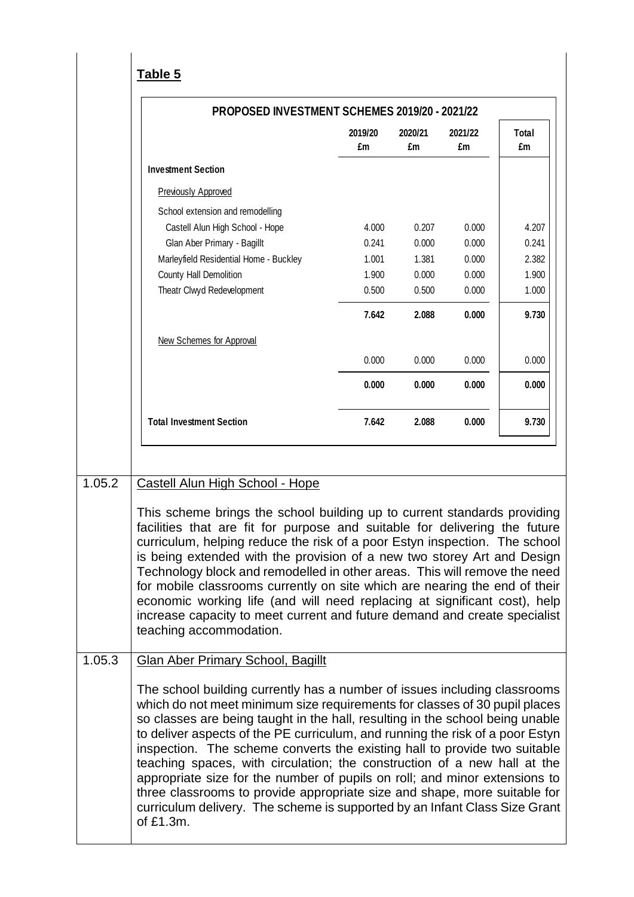**Table 5**

| PROPOSED INVESTMENT SCHEMES 2019/20 - 2021/22 | 2019/20 £m | 2020/21 £m | 2021/22 £m | Total £m |
|---|---|---|---|---|
| **Investment Section** | | | | |
| Previously Approved | | | | |
| School extension and remodelling | | | | |
| Castell Alun High School - Hope | 4.000 | 0.207 | 0.000 | 4.207 |
| Glan Aber Primary - Bagillt | 0.241 | 0.000 | 0.000 | 0.241 |
| Marleyfield Residential Home - Buckley | 1.001 | 1.381 | 0.000 | 2.382 |
| County Hall Demolition | 1.900 | 0.000 | 0.000 | 1.900 |
| Theatr Clwyd Redevelopment | 0.500 | 0.500 | 0.000 | 1.000 |
| | **7.642** | **2.088** | **0.000** | **9.730** |
| New Schemes for Approval | | | | |
| | 0.000 | 0.000 | 0.000 | 0.000 |
| | **0.000** | **0.000** | **0.000** | **0.000** |
| **Total Investment Section** | **7.642** | **2.088** | **0.000** | **9.730** |

1.05.2 Castell Alun High School - Hope

This scheme brings the school building up to current standards providing facilities that are fit for purpose and suitable for delivering the future curriculum, helping reduce the risk of a poor Estyn inspection. The school is being extended with the provision of a new two storey Art and Design Technology block and remodelled in other areas. This will remove the need for mobile classrooms currently on site which are nearing the end of their economic working life (and will need replacing at significant cost), help increase capacity to meet current and future demand and create specialist teaching accommodation.

1.05.3 Glan Aber Primary School, Bagillt

The school building currently has a number of issues including classrooms which do not meet minimum size requirements for classes of 30 pupil places so classes are being taught in the hall, resulting in the school being unable to deliver aspects of the PE curriculum, and running the risk of a poor Estyn inspection. The scheme converts the existing hall to provide two suitable teaching spaces, with circulation; the construction of a new hall at the appropriate size for the number of pupils on roll; and minor extensions to three classrooms to provide appropriate size and shape, more suitable for curriculum delivery. The scheme is supported by an Infant Class Size Grant of £1.3m.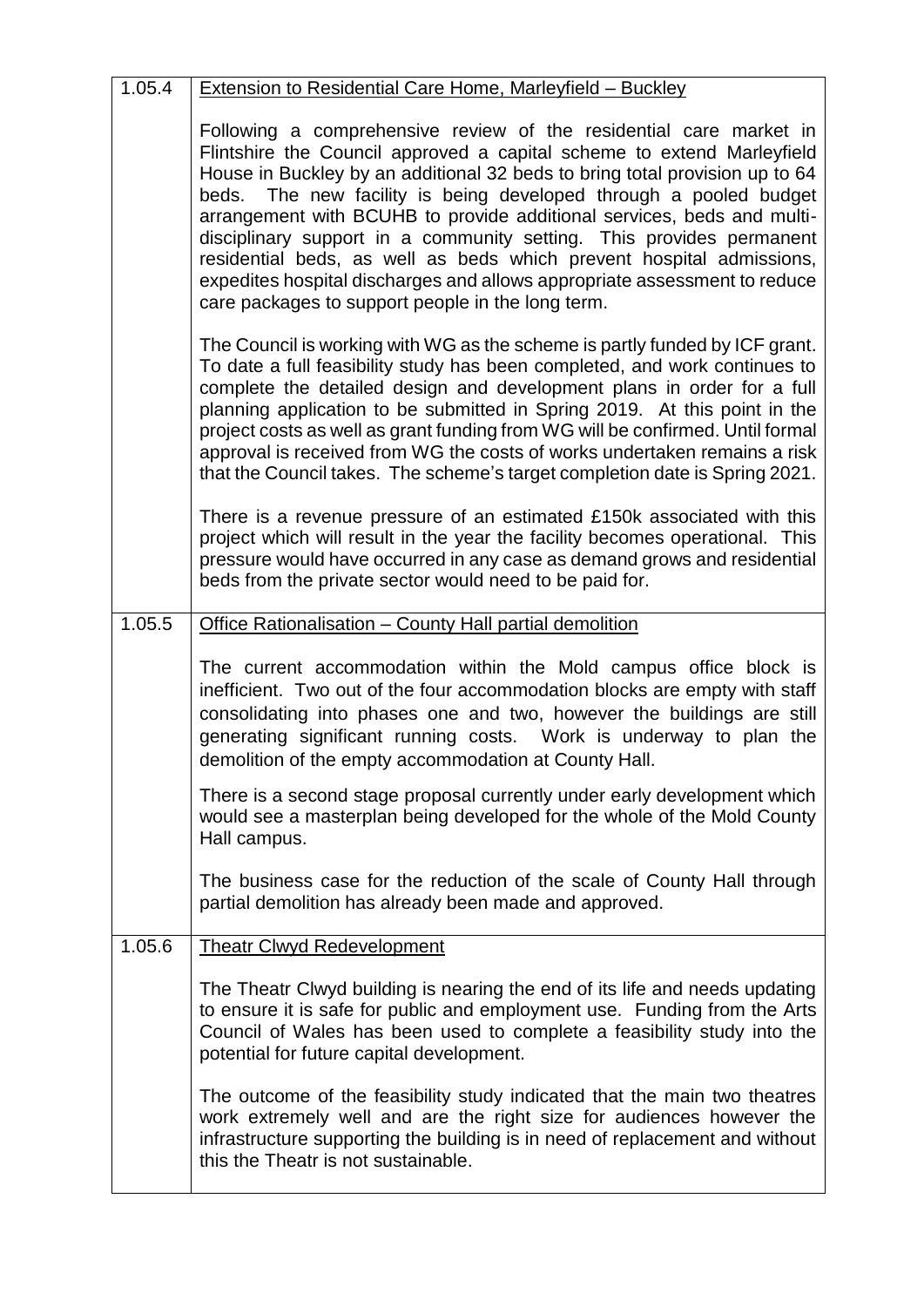| | |
|---|---|
| 1.05.4 | <u>Extension to Residential Care Home, Marleyfield – Buckley</u><br><br>Following a comprehensive review of the residential care market in Flintshire the Council approved a capital scheme to extend Marleyfield House in Buckley by an additional 32 beds to bring total provision up to 64 beds. The new facility is being developed through a pooled budget arrangement with BCUHB to provide additional services, beds and multi-disciplinary support in a community setting. This provides permanent residential beds, as well as beds which prevent hospital admissions, expedites hospital discharges and allows appropriate assessment to reduce care packages to support people in the long term.<br><br>The Council is working with WG as the scheme is partly funded by ICF grant. To date a full feasibility study has been completed, and work continues to complete the detailed design and development plans in order for a full planning application to be submitted in Spring 2019. At this point in the project costs as well as grant funding from WG will be confirmed. Until formal approval is received from WG the costs of works undertaken remains a risk that the Council takes. The scheme's target completion date is Spring 2021.<br><br>There is a revenue pressure of an estimated £150k associated with this project which will result in the year the facility becomes operational. This pressure would have occurred in any case as demand grows and residential beds from the private sector would need to be paid for. |
| 1.05.5 | <u>Office Rationalisation – County Hall partial demolition</u><br><br>The current accommodation within the Mold campus office block is inefficient. Two out of the four accommodation blocks are empty with staff consolidating into phases one and two, however the buildings are still generating significant running costs. Work is underway to plan the demolition of the empty accommodation at County Hall.<br><br>There is a second stage proposal currently under early development which would see a masterplan being developed for the whole of the Mold County Hall campus.<br><br>The business case for the reduction of the scale of County Hall through partial demolition has already been made and approved. |
| 1.05.6 | <u>Theatr Clwyd Redevelopment</u><br><br>The Theatr Clwyd building is nearing the end of its life and needs updating to ensure it is safe for public and employment use. Funding from the Arts Council of Wales has been used to complete a feasibility study into the potential for future capital development.<br><br>The outcome of the feasibility study indicated that the main two theatres work extremely well and are the right size for audiences however the infrastructure supporting the building is in need of replacement and without this the Theatr is not sustainable. |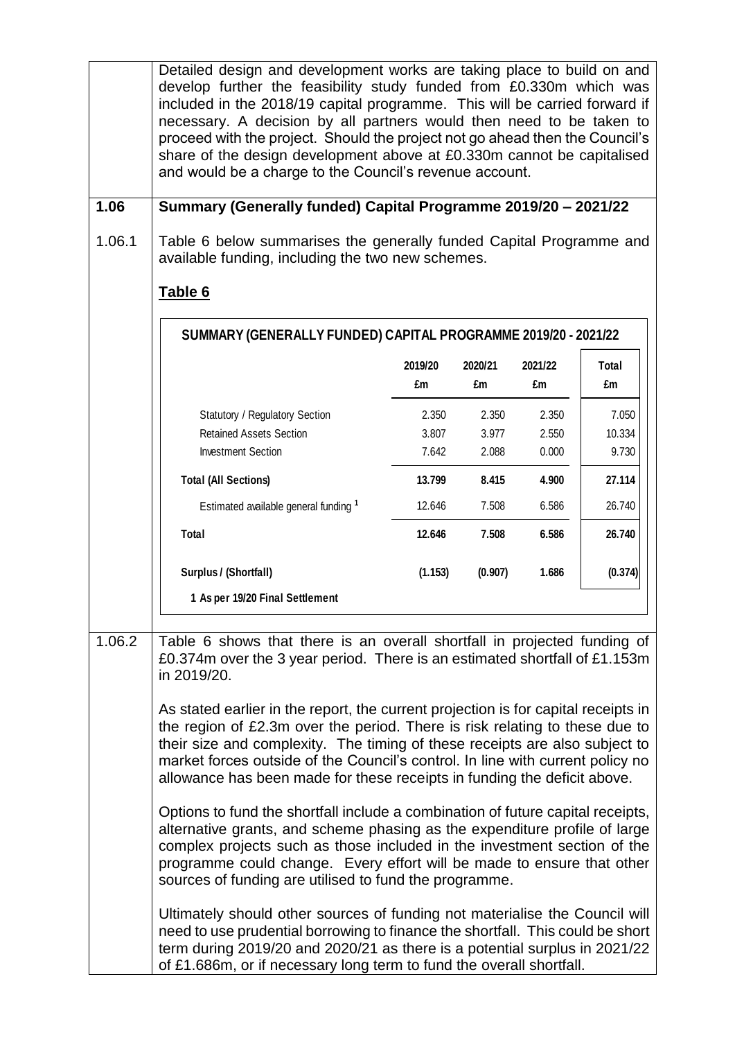Detailed design and development works are taking place to build on and develop further the feasibility study funded from £0.330m which was included in the 2018/19 capital programme. This will be carried forward if necessary. A decision by all partners would then need to be taken to proceed with the project. Should the project not go ahead then the Council's share of the design development above at £0.330m cannot be capitalised and would be a charge to the Council's revenue account.

## 1.06 Summary (Generally funded) Capital Programme 2019/20 – 2021/22

1.06.1 Table 6 below summarises the generally funded Capital Programme and available funding, including the two new schemes.

**Table 6**

**SUMMARY (GENERALLY FUNDED) CAPITAL PROGRAMME 2019/20 - 2021/22**

| | 2019/20 £m | 2020/21 £m | 2021/22 £m | Total £m |
|---|---|---|---|---|
| Statutory / Regulatory Section | 2.350 | 2.350 | 2.350 | 7.050 |
| Retained Assets Section | 3.807 | 3.977 | 2.550 | 10.334 |
| Investment Section | 7.642 | 2.088 | 0.000 | 9.730 |
| **Total (All Sections)** | **13.799** | **8.415** | **4.900** | **27.114** |
| Estimated available general funding [1] | 12.646 | 7.508 | 6.586 | 26.740 |
| **Total** | **12.646** | **7.508** | **6.586** | **26.740** |
| **Surplus / (Shortfall)** | **(1.153)** | **(0.907)** | **1.686** | **(0.374)** |

**1 As per 19/20 Final Settlement**

1.06.2 Table 6 shows that there is an overall shortfall in projected funding of £0.374m over the 3 year period. There is an estimated shortfall of £1.153m in 2019/20.

As stated earlier in the report, the current projection is for capital receipts in the region of £2.3m over the period. There is risk relating to these due to their size and complexity. The timing of these receipts are also subject to market forces outside of the Council's control. In line with current policy no allowance has been made for these receipts in funding the deficit above.

Options to fund the shortfall include a combination of future capital receipts, alternative grants, and scheme phasing as the expenditure profile of large complex projects such as those included in the investment section of the programme could change. Every effort will be made to ensure that other sources of funding are utilised to fund the programme.

Ultimately should other sources of funding not materialise the Council will need to use prudential borrowing to finance the shortfall. This could be short term during 2019/20 and 2020/21 as there is a potential surplus in 2021/22 of £1.686m, or if necessary long term to fund the overall shortfall.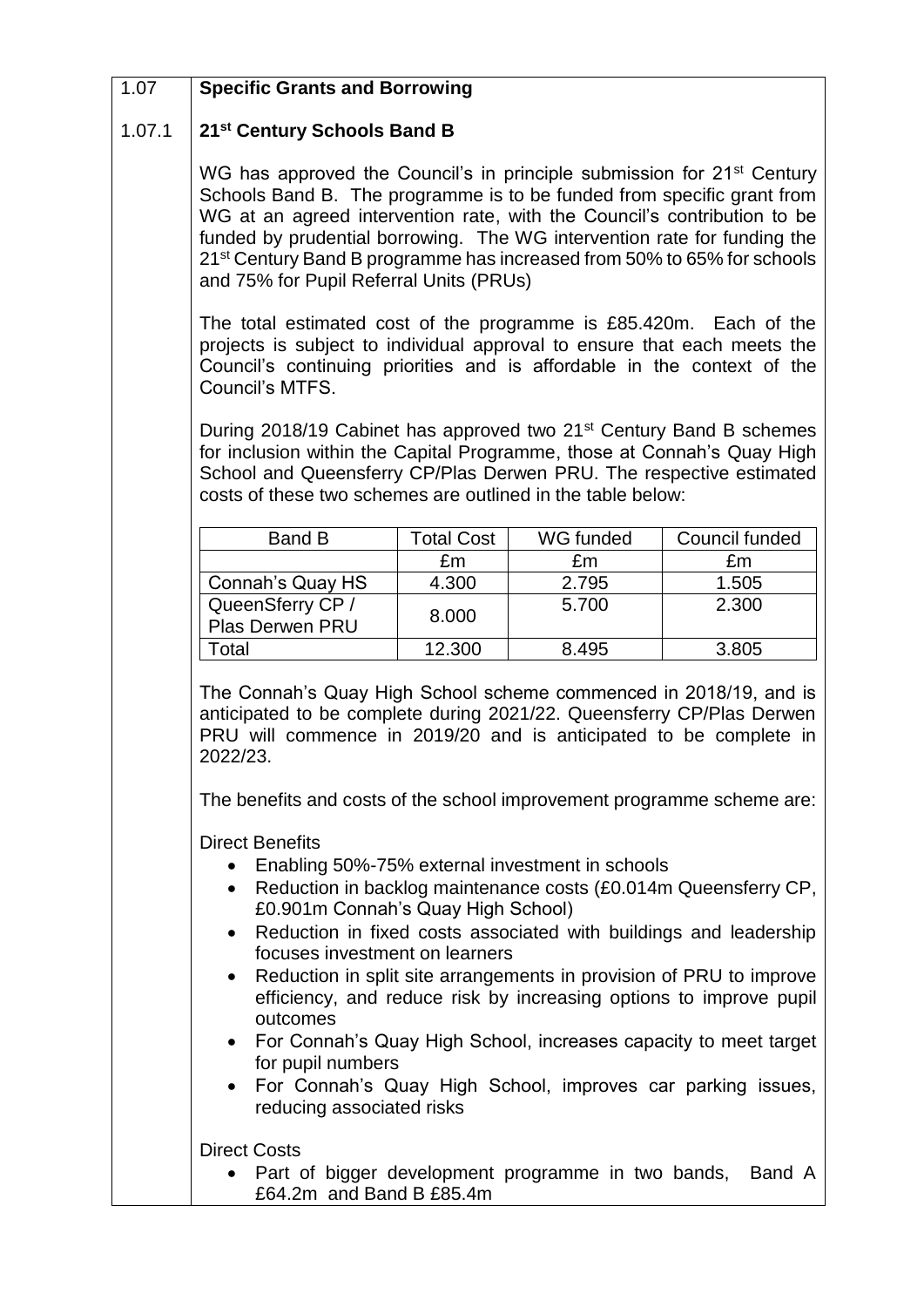| 1.07 | **Specific Grants and Borrowing** |
|---|---|

## 1.07.1 21st Century Schools Band B

WG has approved the Council's in principle submission for 21st Century Schools Band B. The programme is to be funded from specific grant from WG at an agreed intervention rate, with the Council's contribution to be funded by prudential borrowing. The WG intervention rate for funding the 21st Century Band B programme has increased from 50% to 65% for schools and 75% for Pupil Referral Units (PRUs)

The total estimated cost of the programme is £85.420m. Each of the projects is subject to individual approval to ensure that each meets the Council's continuing priorities and is affordable in the context of the Council's MTFS.

During 2018/19 Cabinet has approved two 21st Century Band B schemes for inclusion within the Capital Programme, those at Connah's Quay High School and Queensferry CP/Plas Derwen PRU. The respective estimated costs of these two schemes are outlined in the table below:

| Band B | Total Cost | WG funded | Council funded |
|---|---|---|---|
| | £m | £m | £m |
| Connah's Quay HS | 4.300 | 2.795 | 1.505 |
| QueenSferry CP / Plas Derwen PRU | 8.000 | 5.700 | 2.300 |
| Total | 12.300 | 8.495 | 3.805 |

The Connah's Quay High School scheme commenced in 2018/19, and is anticipated to be complete during 2021/22. Queensferry CP/Plas Derwen PRU will commence in 2019/20 and is anticipated to be complete in 2022/23.

The benefits and costs of the school improvement programme scheme are:

Direct Benefits

- Enabling 50%-75% external investment in schools
- Reduction in backlog maintenance costs (£0.014m Queensferry CP, £0.901m Connah's Quay High School)
- Reduction in fixed costs associated with buildings and leadership focuses investment on learners
- Reduction in split site arrangements in provision of PRU to improve efficiency, and reduce risk by increasing options to improve pupil outcomes
- For Connah's Quay High School, increases capacity to meet target for pupil numbers
- For Connah's Quay High School, improves car parking issues, reducing associated risks

Direct Costs

- Part of bigger development programme in two bands, Band A £64.2m and Band B £85.4m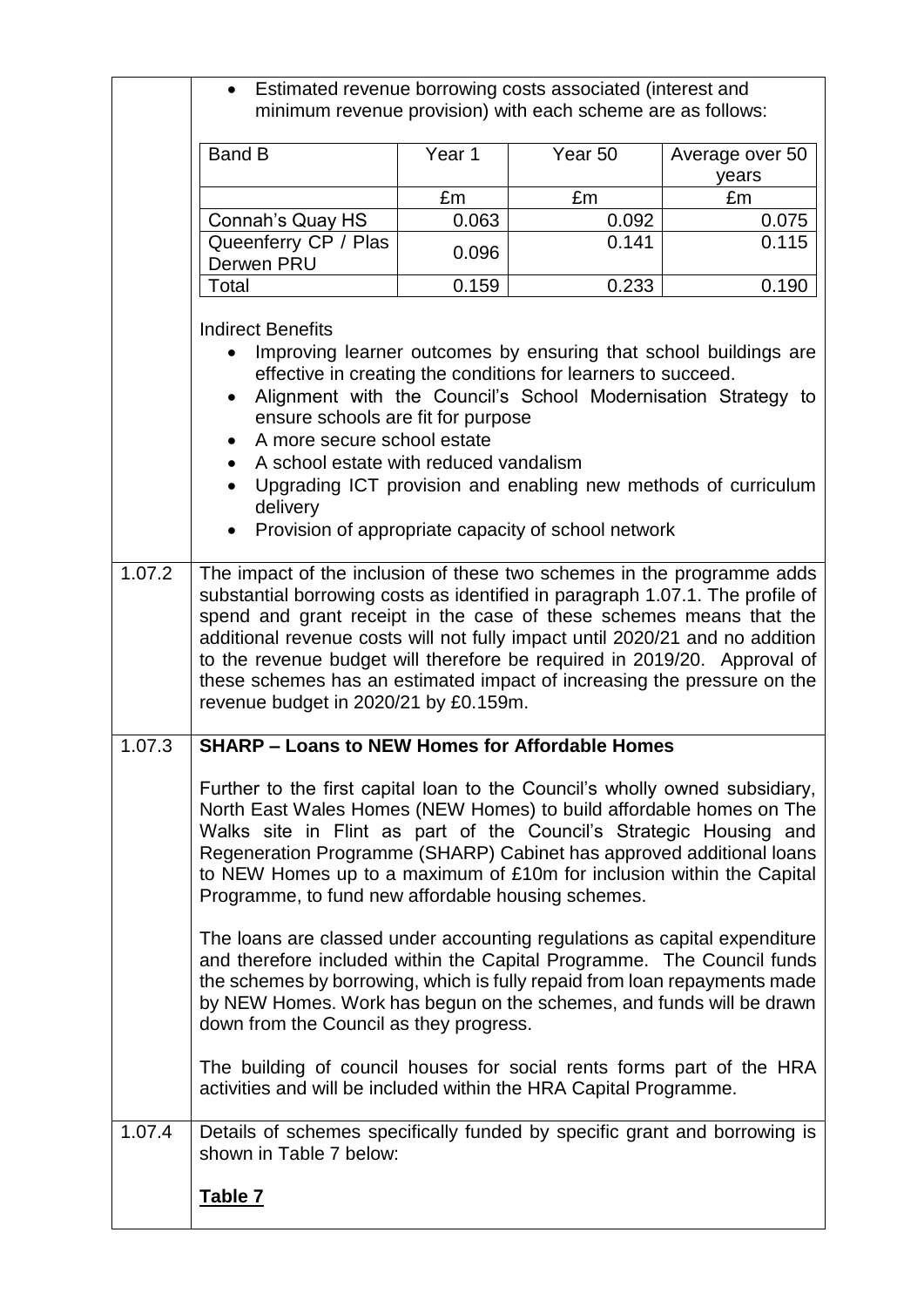- Estimated revenue borrowing costs associated (interest and minimum revenue provision) with each scheme are as follows:

| Band B | Year 1 | Year 50 | Average over 50 years |
|---|---|---|---|
| | £m | £m | £m |
| Connah's Quay HS | 0.063 | 0.092 | 0.075 |
| Queenferry CP / Plas Derwen PRU | 0.096 | 0.141 | 0.115 |
| Total | 0.159 | 0.233 | 0.190 |

Indirect Benefits

- Improving learner outcomes by ensuring that school buildings are effective in creating the conditions for learners to succeed.
- Alignment with the Council's School Modernisation Strategy to ensure schools are fit for purpose
- A more secure school estate
- A school estate with reduced vandalism
- Upgrading ICT provision and enabling new methods of curriculum delivery
- Provision of appropriate capacity of school network

1.07.2 The impact of the inclusion of these two schemes in the programme adds substantial borrowing costs as identified in paragraph 1.07.1. The profile of spend and grant receipt in the case of these schemes means that the additional revenue costs will not fully impact until 2020/21 and no addition to the revenue budget will therefore be required in 2019/20. Approval of these schemes has an estimated impact of increasing the pressure on the revenue budget in 2020/21 by £0.159m.

1.07.3 **SHARP – Loans to NEW Homes for Affordable Homes**

Further to the first capital loan to the Council's wholly owned subsidiary, North East Wales Homes (NEW Homes) to build affordable homes on The Walks site in Flint as part of the Council's Strategic Housing and Regeneration Programme (SHARP) Cabinet has approved additional loans to NEW Homes up to a maximum of £10m for inclusion within the Capital Programme, to fund new affordable housing schemes.

The loans are classed under accounting regulations as capital expenditure and therefore included within the Capital Programme. The Council funds the schemes by borrowing, which is fully repaid from loan repayments made by NEW Homes. Work has begun on the schemes, and funds will be drawn down from the Council as they progress.

The building of council houses for social rents forms part of the HRA activities and will be included within the HRA Capital Programme.

1.07.4 Details of schemes specifically funded by specific grant and borrowing is shown in Table 7 below:

**Table 7**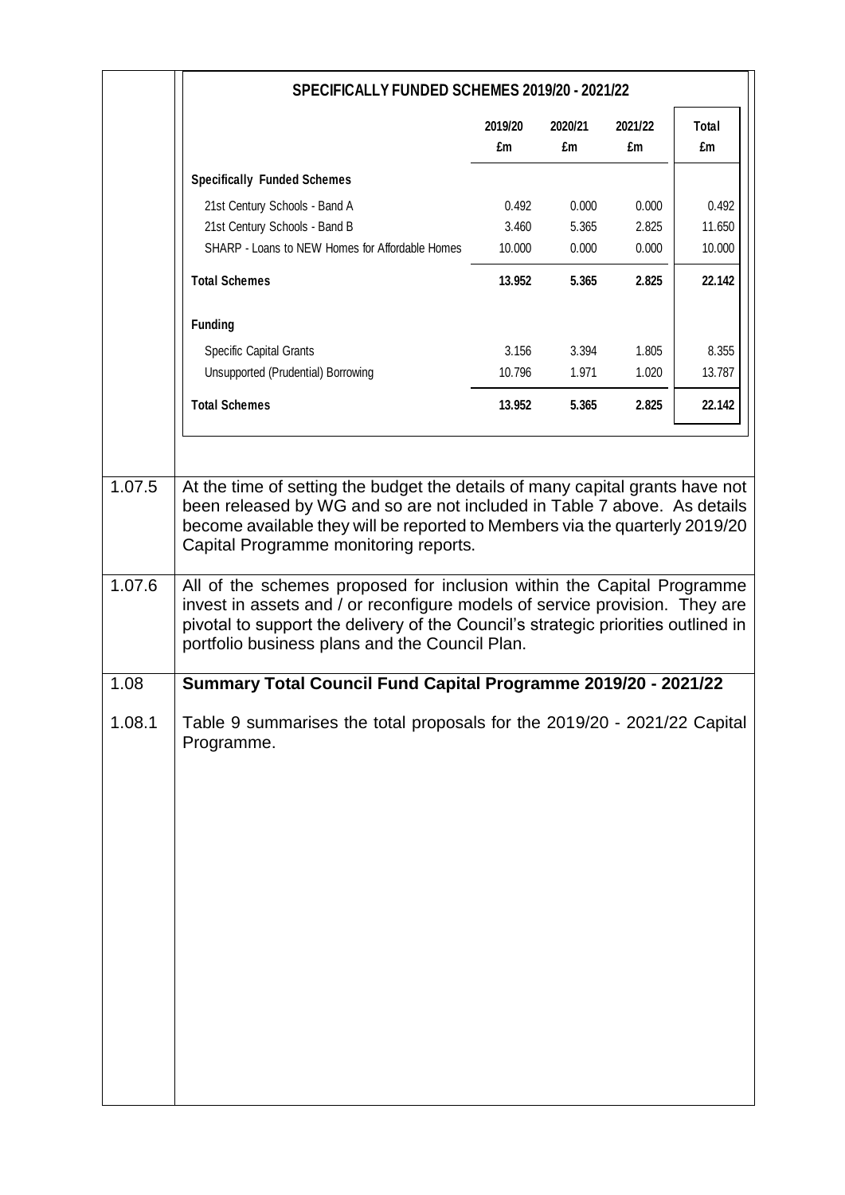**SPECIFICALLY FUNDED SCHEMES 2019/20 - 2021/22**

| | 2019/20 £m | 2020/21 £m | 2021/22 £m | Total £m |
|---|---|---|---|---|
| **Specifically Funded Schemes** | | | | |
| 21st Century Schools - Band A | 0.492 | 0.000 | 0.000 | 0.492 |
| 21st Century Schools - Band B | 3.460 | 5.365 | 2.825 | 11.650 |
| SHARP - Loans to NEW Homes for Affordable Homes | 10.000 | 0.000 | 0.000 | 10.000 |
| **Total Schemes** | **13.952** | **5.365** | **2.825** | **22.142** |
| **Funding** | | | | |
| Specific Capital Grants | 3.156 | 3.394 | 1.805 | 8.355 |
| Unsupported (Prudential) Borrowing | 10.796 | 1.971 | 1.020 | 13.787 |
| **Total Schemes** | **13.952** | **5.365** | **2.825** | **22.142** |

1.07.5 At the time of setting the budget the details of many capital grants have not been released by WG and so are not included in Table 7 above. As details become available they will be reported to Members via the quarterly 2019/20 Capital Programme monitoring reports.

1.07.6 All of the schemes proposed for inclusion within the Capital Programme invest in assets and / or reconfigure models of service provision. They are pivotal to support the delivery of the Council's strategic priorities outlined in portfolio business plans and the Council Plan.

## 1.08 Summary Total Council Fund Capital Programme 2019/20 - 2021/22

1.08.1 Table 9 summarises the total proposals for the 2019/20 - 2021/22 Capital Programme.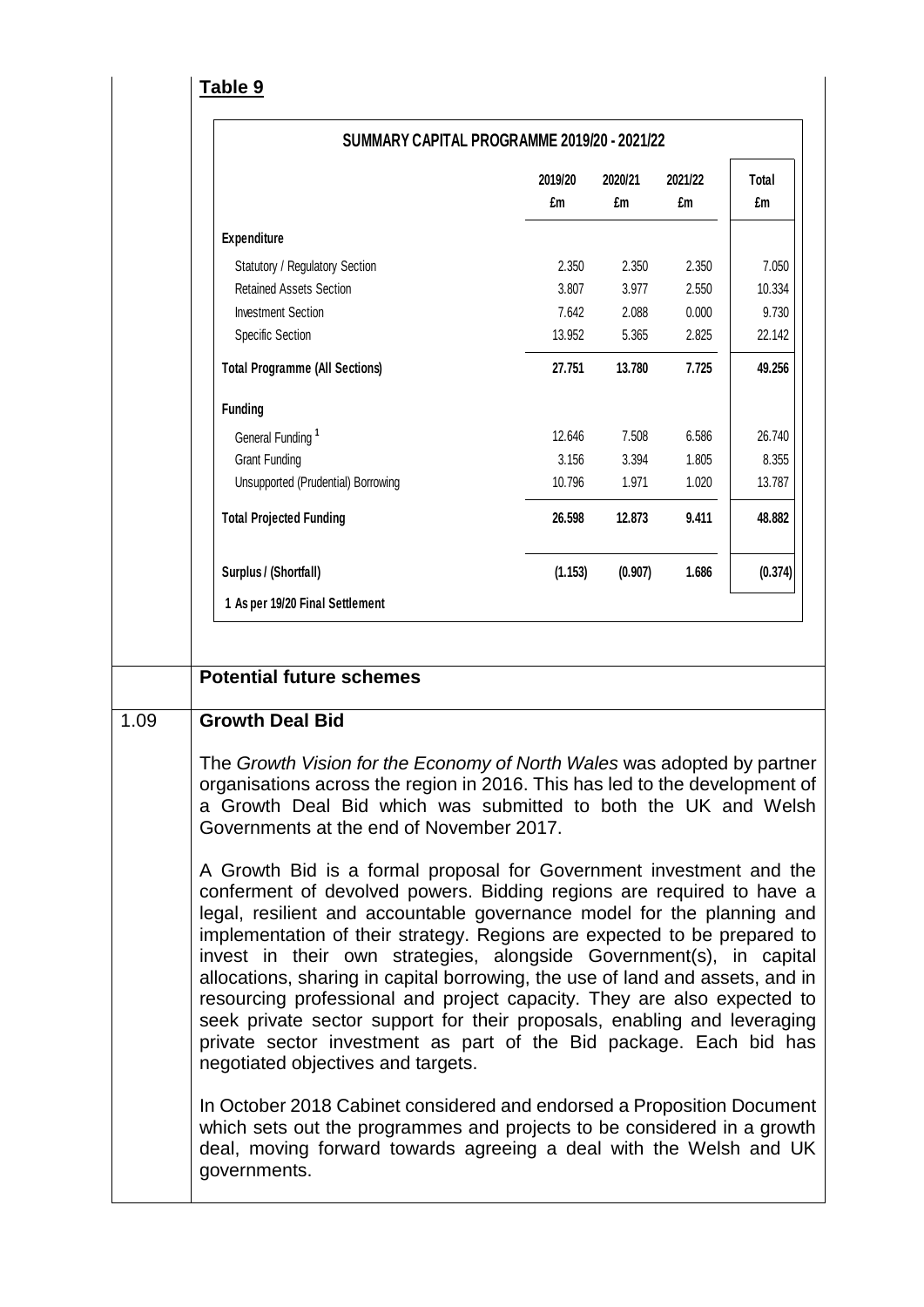**Table 9**

| SUMMARY CAPITAL PROGRAMME 2019/20 - 2021/22 | 2019/20 £m | 2020/21 £m | 2021/22 £m | Total £m |
|---|---|---|---|---|
| **Expenditure** | | | | |
| Statutory / Regulatory Section | 2.350 | 2.350 | 2.350 | 7.050 |
| Retained Assets Section | 3.807 | 3.977 | 2.550 | 10.334 |
| Investment Section | 7.642 | 2.088 | 0.000 | 9.730 |
| Specific Section | 13.952 | 5.365 | 2.825 | 22.142 |
| **Total Programme (All Sections)** | **27.751** | **13.780** | **7.725** | **49.256** |
| **Funding** | | | | |
| General Funding [1] | 12.646 | 7.508 | 6.586 | 26.740 |
| Grant Funding | 3.156 | 3.394 | 1.805 | 8.355 |
| Unsupported (Prudential) Borrowing | 10.796 | 1.971 | 1.020 | 13.787 |
| **Total Projected Funding** | **26.598** | **12.873** | **9.411** | **48.882** |
| **Surplus / (Shortfall)** | **(1.153)** | **(0.907)** | **1.686** | **(0.374)** |

1 As per 19/20 Final Settlement

## Potential future schemes

1.09 **Growth Deal Bid**

The *Growth Vision for the Economy of North Wales* was adopted by partner organisations across the region in 2016. This has led to the development of a Growth Deal Bid which was submitted to both the UK and Welsh Governments at the end of November 2017.

A Growth Bid is a formal proposal for Government investment and the conferment of devolved powers. Bidding regions are required to have a legal, resilient and accountable governance model for the planning and implementation of their strategy. Regions are expected to be prepared to invest in their own strategies, alongside Government(s), in capital allocations, sharing in capital borrowing, the use of land and assets, and in resourcing professional and project capacity. They are also expected to seek private sector support for their proposals, enabling and leveraging private sector investment as part of the Bid package. Each bid has negotiated objectives and targets.

In October 2018 Cabinet considered and endorsed a Proposition Document which sets out the programmes and projects to be considered in a growth deal, moving forward towards agreeing a deal with the Welsh and UK governments.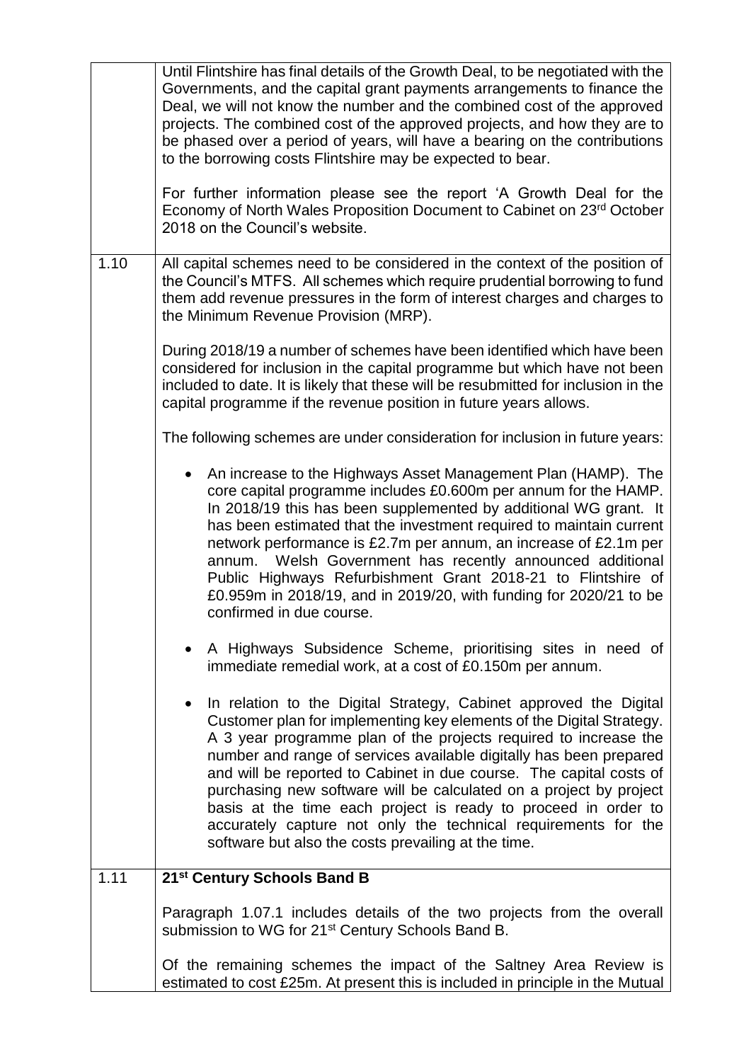| | |
|---|---|
| | Until Flintshire has final details of the Growth Deal, to be negotiated with the Governments, and the capital grant payments arrangements to finance the Deal, we will not know the number and the combined cost of the approved projects. The combined cost of the approved projects, and how they are to be phased over a period of years, will have a bearing on the contributions to the borrowing costs Flintshire may be expected to bear.<br><br>For further information please see the report 'A Growth Deal for the Economy of North Wales Proposition Document to Cabinet on 23rd October 2018 on the Council's website. |
| 1.10 | All capital schemes need to be considered in the context of the position of the Council's MTFS. All schemes which require prudential borrowing to fund them add revenue pressures in the form of interest charges and charges to the Minimum Revenue Provision (MRP).<br><br>During 2018/19 a number of schemes have been identified which have been considered for inclusion in the capital programme but which have not been included to date. It is likely that these will be resubmitted for inclusion in the capital programme if the revenue position in future years allows.<br><br>The following schemes are under consideration for inclusion in future years:<br><br>• An increase to the Highways Asset Management Plan (HAMP). The core capital programme includes £0.600m per annum for the HAMP. In 2018/19 this has been supplemented by additional WG grant. It has been estimated that the investment required to maintain current network performance is £2.7m per annum, an increase of £2.1m per annum. Welsh Government has recently announced additional Public Highways Refurbishment Grant 2018-21 to Flintshire of £0.959m in 2018/19, and in 2019/20, with funding for 2020/21 to be confirmed in due course.<br><br>• A Highways Subsidence Scheme, prioritising sites in need of immediate remedial work, at a cost of £0.150m per annum.<br><br>• In relation to the Digital Strategy, Cabinet approved the Digital Customer plan for implementing key elements of the Digital Strategy. A 3 year programme plan of the projects required to increase the number and range of services available digitally has been prepared and will be reported to Cabinet in due course. The capital costs of purchasing new software will be calculated on a project by project basis at the time each project is ready to proceed in order to accurately capture not only the technical requirements for the software but also the costs prevailing at the time. |
| 1.11 | **21st Century Schools Band B**<br><br>Paragraph 1.07.1 includes details of the two projects from the overall submission to WG for 21st Century Schools Band B.<br><br>Of the remaining schemes the impact of the Saltney Area Review is estimated to cost £25m. At present this is included in principle in the Mutual |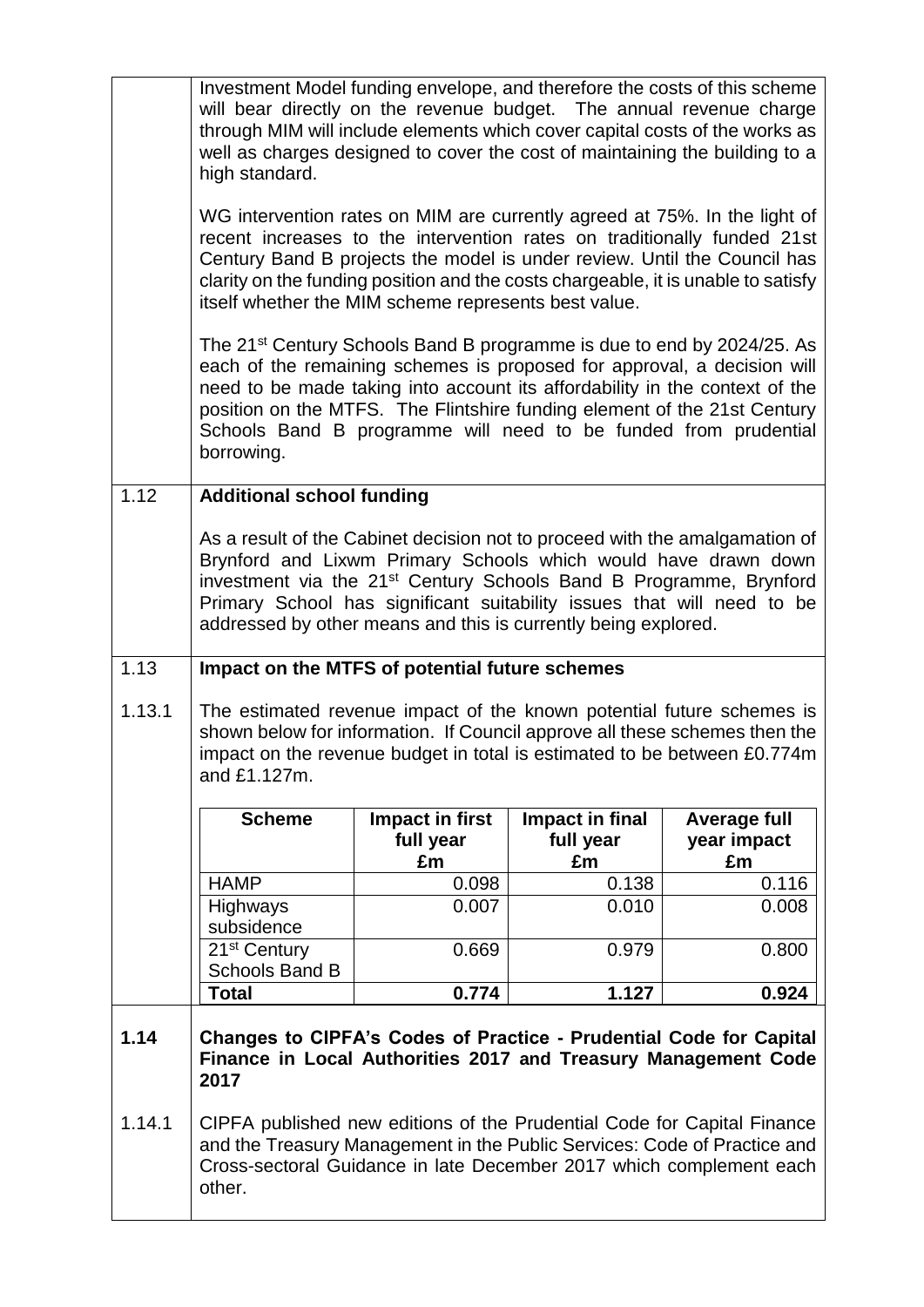Investment Model funding envelope, and therefore the costs of this scheme will bear directly on the revenue budget. The annual revenue charge through MIM will include elements which cover capital costs of the works as well as charges designed to cover the cost of maintaining the building to a high standard.

WG intervention rates on MIM are currently agreed at 75%. In the light of recent increases to the intervention rates on traditionally funded 21st Century Band B projects the model is under review. Until the Council has clarity on the funding position and the costs chargeable, it is unable to satisfy itself whether the MIM scheme represents best value.

The 21st Century Schools Band B programme is due to end by 2024/25. As each of the remaining schemes is proposed for approval, a decision will need to be made taking into account its affordability in the context of the position on the MTFS. The Flintshire funding element of the 21st Century Schools Band B programme will need to be funded from prudential borrowing.

**1.12 Additional school funding**

As a result of the Cabinet decision not to proceed with the amalgamation of Brynford and Lixwm Primary Schools which would have drawn down investment via the 21st Century Schools Band B Programme, Brynford Primary School has significant suitability issues that will need to be addressed by other means and this is currently being explored.

**1.13 Impact on the MTFS of potential future schemes**

1.13.1 The estimated revenue impact of the known potential future schemes is shown below for information. If Council approve all these schemes then the impact on the revenue budget in total is estimated to be between £0.774m and £1.127m.

| Scheme | Impact in first full year £m | Impact in final full year £m | Average full year impact £m |
|---|---|---|---|
| HAMP | 0.098 | 0.138 | 0.116 |
| Highways subsidence | 0.007 | 0.010 | 0.008 |
| 21st Century Schools Band B | 0.669 | 0.979 | 0.800 |
| **Total** | **0.774** | **1.127** | **0.924** |

**1.14 Changes to CIPFA's Codes of Practice - Prudential Code for Capital Finance in Local Authorities 2017 and Treasury Management Code 2017**

1.14.1 CIPFA published new editions of the Prudential Code for Capital Finance and the Treasury Management in the Public Services: Code of Practice and Cross-sectoral Guidance in late December 2017 which complement each other.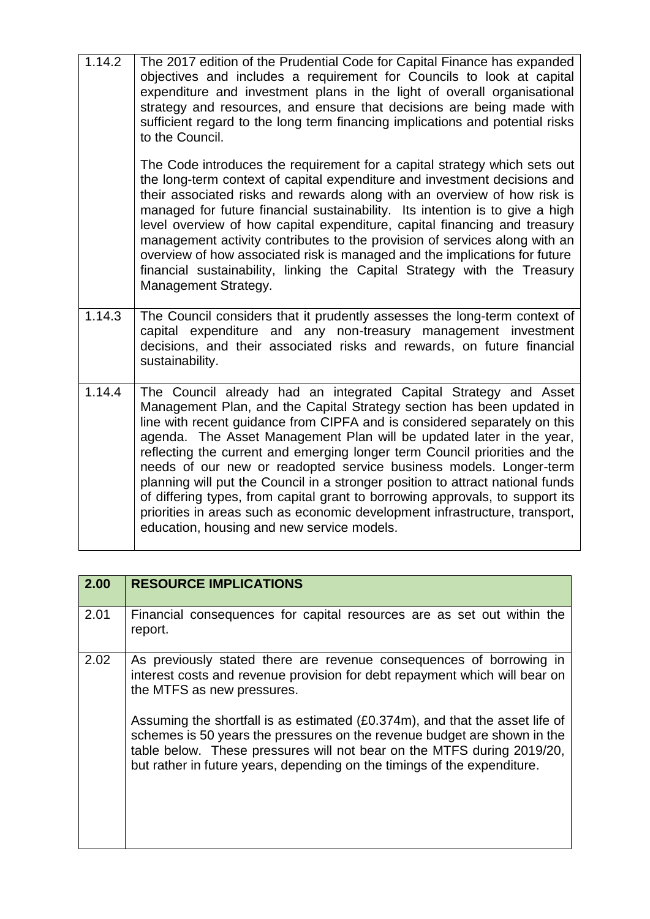| | |
|---|---|
| 1.14.2 | The 2017 edition of the Prudential Code for Capital Finance has expanded objectives and includes a requirement for Councils to look at capital expenditure and investment plans in the light of overall organisational strategy and resources, and ensure that decisions are being made with sufficient regard to the long term financing implications and potential risks to the Council.<br><br>The Code introduces the requirement for a capital strategy which sets out the long-term context of capital expenditure and investment decisions and their associated risks and rewards along with an overview of how risk is managed for future financial sustainability. Its intention is to give a high level overview of how capital expenditure, capital financing and treasury management activity contributes to the provision of services along with an overview of how associated risk is managed and the implications for future financial sustainability, linking the Capital Strategy with the Treasury Management Strategy. |
| 1.14.3 | The Council considers that it prudently assesses the long-term context of capital expenditure and any non-treasury management investment decisions, and their associated risks and rewards, on future financial sustainability. |
| 1.14.4 | The Council already had an integrated Capital Strategy and Asset Management Plan, and the Capital Strategy section has been updated in line with recent guidance from CIPFA and is considered separately on this agenda. The Asset Management Plan will be updated later in the year, reflecting the current and emerging longer term Council priorities and the needs of our new or readopted service business models. Longer-term planning will put the Council in a stronger position to attract national funds of differing types, from capital grant to borrowing approvals, to support its priorities in areas such as economic development infrastructure, transport, education, housing and new service models. |

| 2.00 | RESOURCE IMPLICATIONS |
|---|---|
| 2.01 | Financial consequences for capital resources are as set out within the report. |
| 2.02 | As previously stated there are revenue consequences of borrowing in interest costs and revenue provision for debt repayment which will bear on the MTFS as new pressures.<br><br>Assuming the shortfall is as estimated (£0.374m), and that the asset life of schemes is 50 years the pressures on the revenue budget are shown in the table below. These pressures will not bear on the MTFS during 2019/20, but rather in future years, depending on the timings of the expenditure. |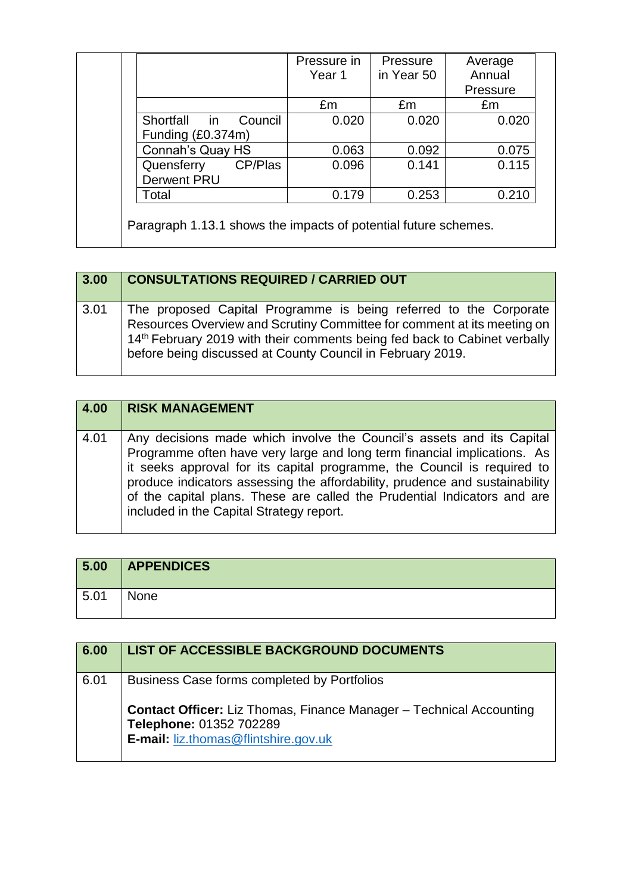| | Pressure in Year 1 | Pressure in Year 50 | Average Annual Pressure |
|---|---|---|---|
| | £m | £m | £m |
| Shortfall in Council Funding (£0.374m) | 0.020 | 0.020 | 0.020 |
| Connah's Quay HS | 0.063 | 0.092 | 0.075 |
| Quensferry CP/Plas Derwent PRU | 0.096 | 0.141 | 0.115 |
| Total | 0.179 | 0.253 | 0.210 |

Paragraph 1.13.1 shows the impacts of potential future schemes.

## 3.00 CONSULTATIONS REQUIRED / CARRIED OUT

3.01 The proposed Capital Programme is being referred to the Corporate Resources Overview and Scrutiny Committee for comment at its meeting on 14th February 2019 with their comments being fed back to Cabinet verbally before being discussed at County Council in February 2019.

## 4.00 RISK MANAGEMENT

4.01 Any decisions made which involve the Council's assets and its Capital Programme often have very large and long term financial implications. As it seeks approval for its capital programme, the Council is required to produce indicators assessing the affordability, prudence and sustainability of the capital plans. These are called the Prudential Indicators and are included in the Capital Strategy report.

## 5.00 APPENDICES

5.01 None

## 6.00 LIST OF ACCESSIBLE BACKGROUND DOCUMENTS

6.01 Business Case forms completed by Portfolios

**Contact Officer:** Liz Thomas, Finance Manager – Technical Accounting
**Telephone:** 01352 702289
**E-mail:** liz.thomas@flintshire.gov.uk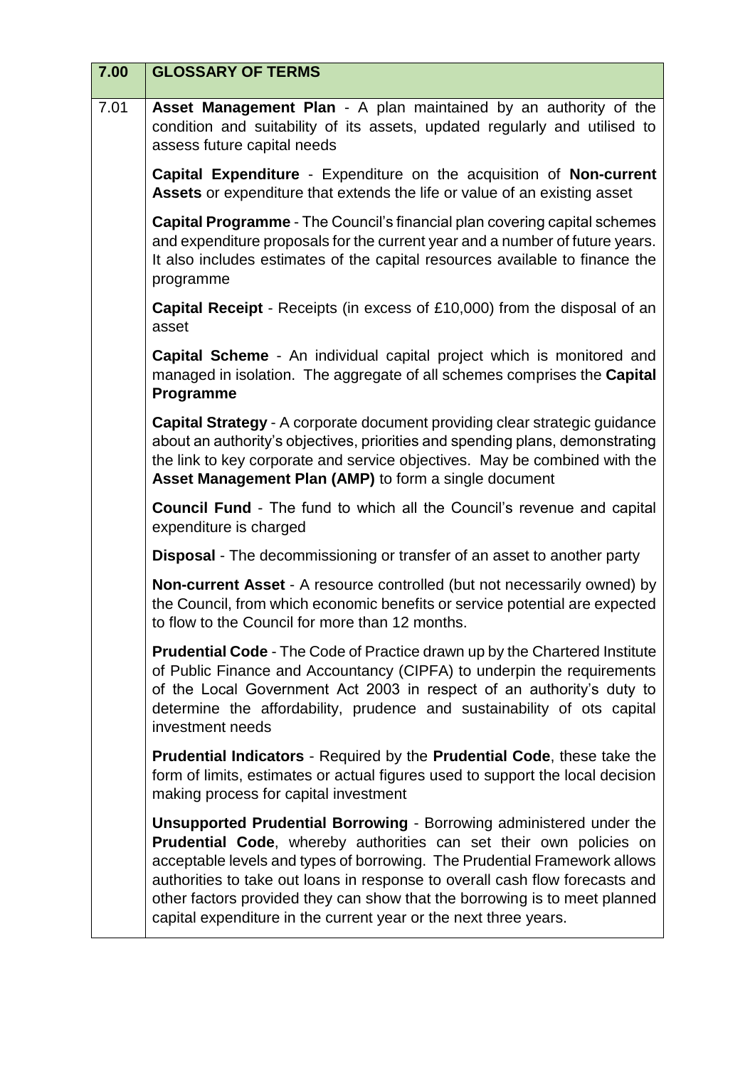| 7.00 | GLOSSARY OF TERMS |
|---|---|
| 7.01 | **Asset Management Plan** - A plan maintained by an authority of the condition and suitability of its assets, updated regularly and utilised to assess future capital needs<br><br>**Capital Expenditure** - Expenditure on the acquisition of **Non-current Assets** or expenditure that extends the life or value of an existing asset<br><br>**Capital Programme** - The Council's financial plan covering capital schemes and expenditure proposals for the current year and a number of future years. It also includes estimates of the capital resources available to finance the programme<br><br>**Capital Receipt** - Receipts (in excess of £10,000) from the disposal of an asset<br><br>**Capital Scheme** - An individual capital project which is monitored and managed in isolation. The aggregate of all schemes comprises the **Capital Programme**<br><br>**Capital Strategy** - A corporate document providing clear strategic guidance about an authority's objectives, priorities and spending plans, demonstrating the link to key corporate and service objectives. May be combined with the **Asset Management Plan (AMP)** to form a single document<br><br>**Council Fund** - The fund to which all the Council's revenue and capital expenditure is charged<br><br>**Disposal** - The decommissioning or transfer of an asset to another party<br><br>**Non-current Asset** - A resource controlled (but not necessarily owned) by the Council, from which economic benefits or service potential are expected to flow to the Council for more than 12 months.<br><br>**Prudential Code** - The Code of Practice drawn up by the Chartered Institute of Public Finance and Accountancy (CIPFA) to underpin the requirements of the Local Government Act 2003 in respect of an authority's duty to determine the affordability, prudence and sustainability of ots capital investment needs<br><br>**Prudential Indicators** - Required by the **Prudential Code**, these take the form of limits, estimates or actual figures used to support the local decision making process for capital investment<br><br>**Unsupported Prudential Borrowing** - Borrowing administered under the **Prudential Code**, whereby authorities can set their own policies on acceptable levels and types of borrowing. The Prudential Framework allows authorities to take out loans in response to overall cash flow forecasts and other factors provided they can show that the borrowing is to meet planned capital expenditure in the current year or the next three years. |